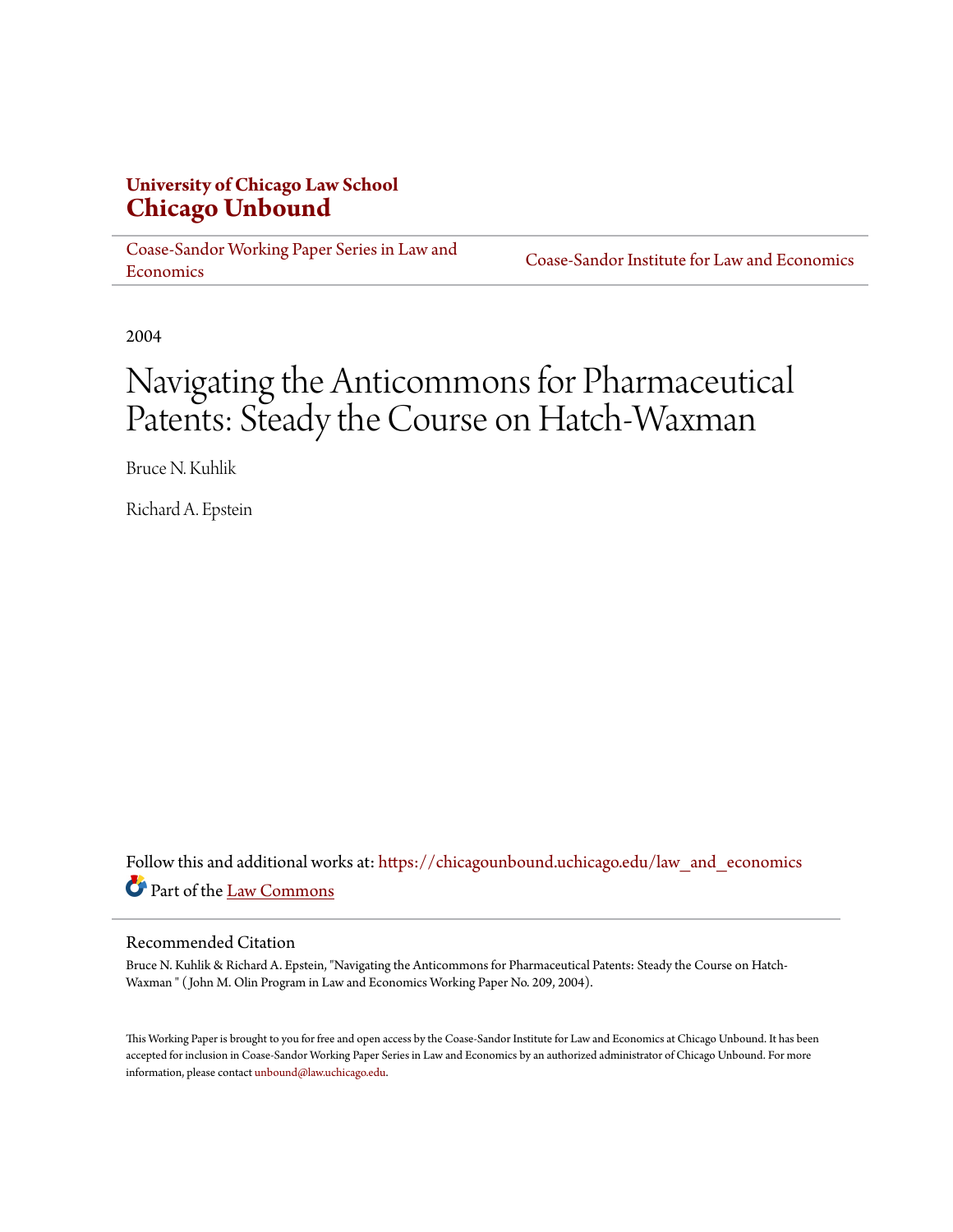**University of Chicago Law School**
**Chicago Unbound**

Coase-Sandor Working Paper Series in Law and Economics | Coase-Sandor Institute for Law and Economics

2004

# Navigating the Anticommons for Pharmaceutical Patents: Steady the Course on Hatch-Waxman

Bruce N. Kuhlik

Richard A. Epstein

Follow this and additional works at: https://chicagounbound.uchicago.edu/law_and_economics

Part of the Law Commons

## Recommended Citation

Bruce N. Kuhlik & Richard A. Epstein, "Navigating the Anticommons for Pharmaceutical Patents: Steady the Course on Hatch-Waxman " ( John M. Olin Program in Law and Economics Working Paper No. 209, 2004).

This Working Paper is brought to you for free and open access by the Coase-Sandor Institute for Law and Economics at Chicago Unbound. It has been accepted for inclusion in Coase-Sandor Working Paper Series in Law and Economics by an authorized administrator of Chicago Unbound. For more information, please contact unbound@law.uchicago.edu.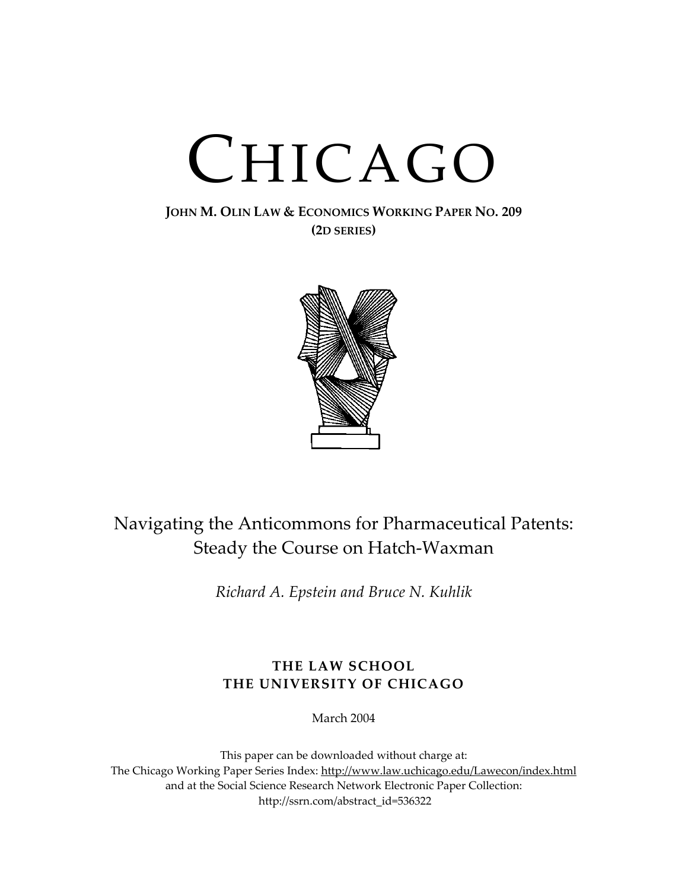# CHICAGO

**JOHN M. OLIN LAW & ECONOMICS WORKING PAPER NO. 209**
**(2D SERIES)**

## Navigating the Anticommons for Pharmaceutical Patents: Steady the Course on Hatch-Waxman

*Richard A. Epstein and Bruce N. Kuhlik*

**THE LAW SCHOOL**
**THE UNIVERSITY OF CHICAGO**

March 2004

This paper can be downloaded without charge at:
The Chicago Working Paper Series Index: http://www.law.uchicago.edu/Lawecon/index.html
and at the Social Science Research Network Electronic Paper Collection:
http://ssrn.com/abstract_id=536322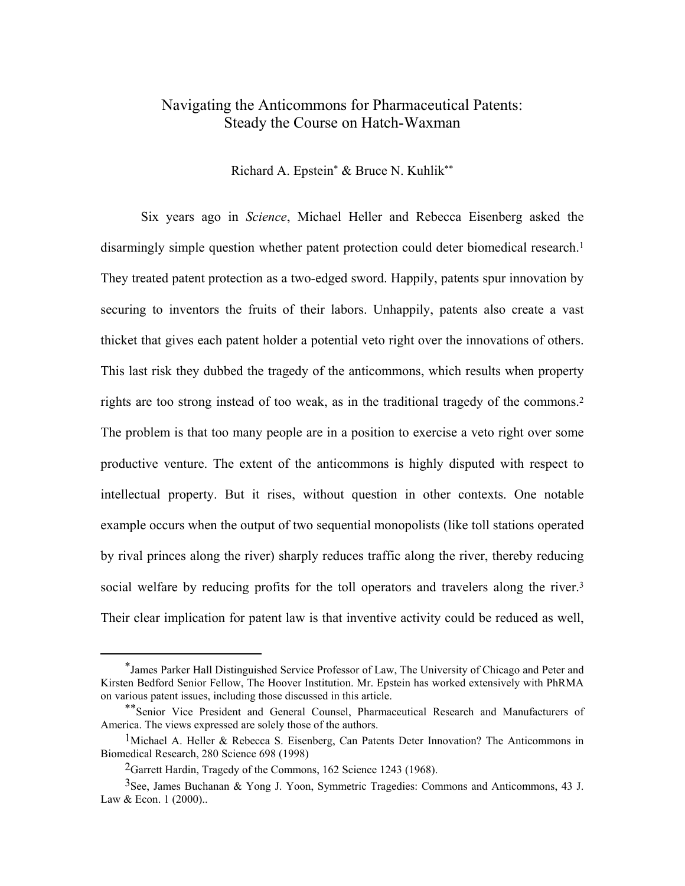# Navigating the Anticommons for Pharmaceutical Patents: Steady the Course on Hatch-Waxman

Richard A. Epstein* & Bruce N. Kuhlik**

Six years ago in *Science*, Michael Heller and Rebecca Eisenberg asked the disarmingly simple question whether patent protection could deter biomedical research.[1] They treated patent protection as a two-edged sword. Happily, patents spur innovation by securing to inventors the fruits of their labors. Unhappily, patents also create a vast thicket that gives each patent holder a potential veto right over the innovations of others. This last risk they dubbed the tragedy of the anticommons, which results when property rights are too strong instead of too weak, as in the traditional tragedy of the commons.[2] The problem is that too many people are in a position to exercise a veto right over some productive venture. The extent of the anticommons is highly disputed with respect to intellectual property. But it rises, without question in other contexts. One notable example occurs when the output of two sequential monopolists (like toll stations operated by rival princes along the river) sharply reduces traffic along the river, thereby reducing social welfare by reducing profits for the toll operators and travelers along the river.[3] Their clear implication for patent law is that inventive activity could be reduced as well,

---

*James Parker Hall Distinguished Service Professor of Law, The University of Chicago and Peter and Kirsten Bedford Senior Fellow, The Hoover Institution. Mr. Epstein has worked extensively with PhRMA on various patent issues, including those discussed in this article.

**Senior Vice President and General Counsel, Pharmaceutical Research and Manufacturers of America. The views expressed are solely those of the authors.

[1] Michael A. Heller & Rebecca S. Eisenberg, Can Patents Deter Innovation? The Anticommons in Biomedical Research, 280 Science 698 (1998)

[2] Garrett Hardin, Tragedy of the Commons, 162 Science 1243 (1968).

[3] See, James Buchanan & Yong J. Yoon, Symmetric Tragedies: Commons and Anticommons, 43 J. Law & Econ. 1 (2000)..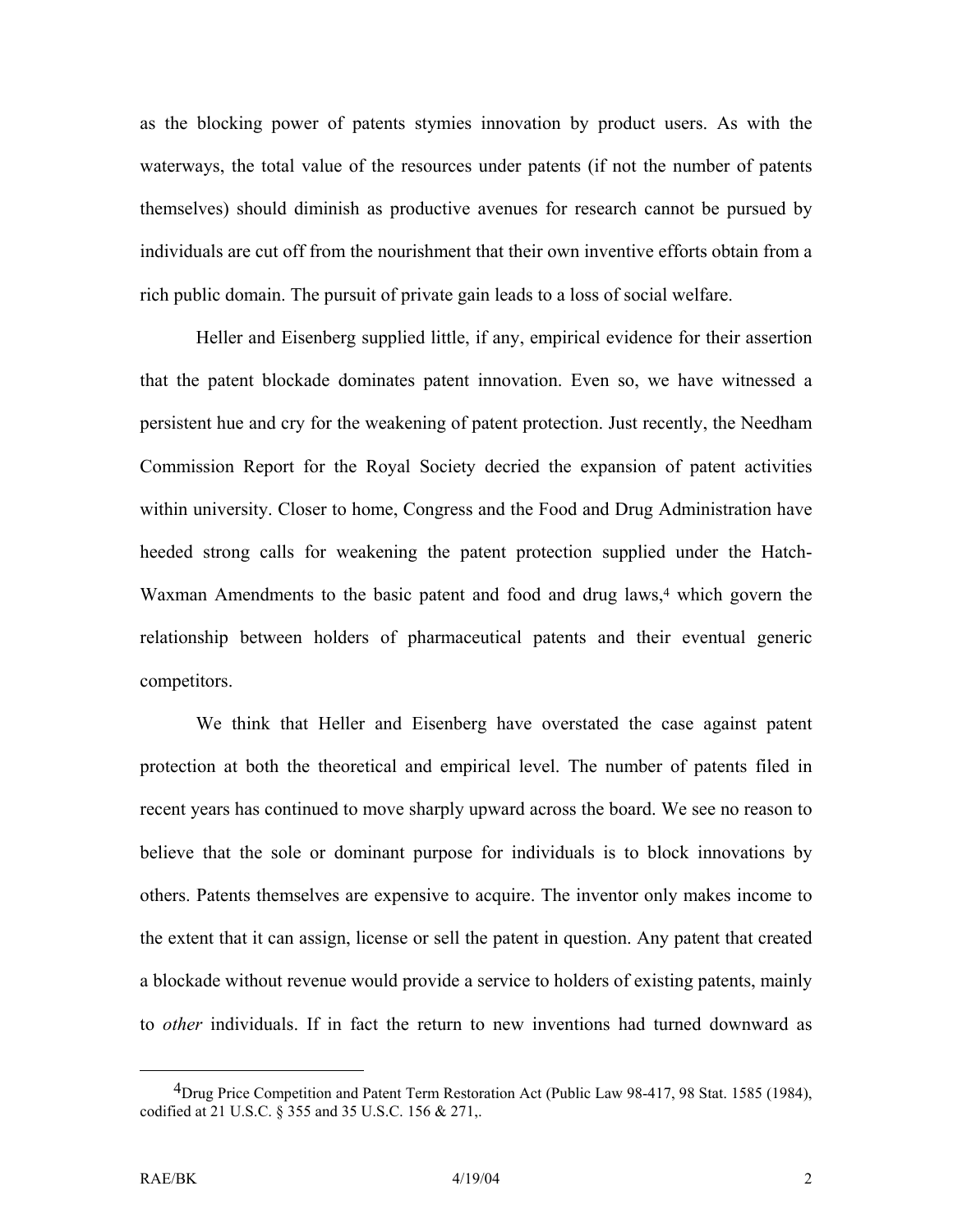as the blocking power of patents stymies innovation by product users. As with the waterways, the total value of the resources under patents (if not the number of patents themselves) should diminish as productive avenues for research cannot be pursued by individuals are cut off from the nourishment that their own inventive efforts obtain from a rich public domain. The pursuit of private gain leads to a loss of social welfare.

Heller and Eisenberg supplied little, if any, empirical evidence for their assertion that the patent blockade dominates patent innovation. Even so, we have witnessed a persistent hue and cry for the weakening of patent protection. Just recently, the Needham Commission Report for the Royal Society decried the expansion of patent activities within university. Closer to home, Congress and the Food and Drug Administration have heeded strong calls for weakening the patent protection supplied under the Hatch-Waxman Amendments to the basic patent and food and drug laws,[4] which govern the relationship between holders of pharmaceutical patents and their eventual generic competitors.

We think that Heller and Eisenberg have overstated the case against patent protection at both the theoretical and empirical level. The number of patents filed in recent years has continued to move sharply upward across the board. We see no reason to believe that the sole or dominant purpose for individuals is to block innovations by others. Patents themselves are expensive to acquire. The inventor only makes income to the extent that it can assign, license or sell the patent in question. Any patent that created a blockade without revenue would provide a service to holders of existing patents, mainly to *other* individuals. If in fact the return to new inventions had turned downward as

---

[4] Drug Price Competition and Patent Term Restoration Act (Public Law 98-417, 98 Stat. 1585 (1984), codified at 21 U.S.C. § 355 and 35 U.S.C. 156 & 271,.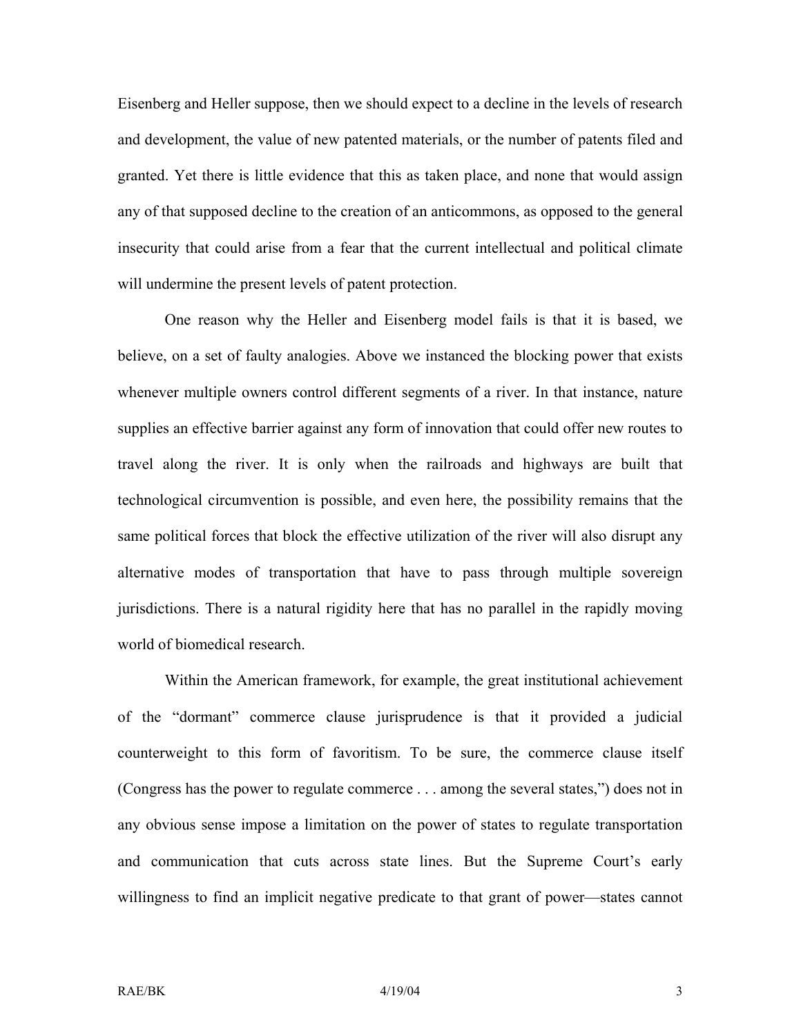Eisenberg and Heller suppose, then we should expect to a decline in the levels of research and development, the value of new patented materials, or the number of patents filed and granted. Yet there is little evidence that this as taken place, and none that would assign any of that supposed decline to the creation of an anticommons, as opposed to the general insecurity that could arise from a fear that the current intellectual and political climate will undermine the present levels of patent protection.

One reason why the Heller and Eisenberg model fails is that it is based, we believe, on a set of faulty analogies. Above we instanced the blocking power that exists whenever multiple owners control different segments of a river. In that instance, nature supplies an effective barrier against any form of innovation that could offer new routes to travel along the river. It is only when the railroads and highways are built that technological circumvention is possible, and even here, the possibility remains that the same political forces that block the effective utilization of the river will also disrupt any alternative modes of transportation that have to pass through multiple sovereign jurisdictions. There is a natural rigidity here that has no parallel in the rapidly moving world of biomedical research.

Within the American framework, for example, the great institutional achievement of the "dormant" commerce clause jurisprudence is that it provided a judicial counterweight to this form of favoritism. To be sure, the commerce clause itself (Congress has the power to regulate commerce . . . among the several states,") does not in any obvious sense impose a limitation on the power of states to regulate transportation and communication that cuts across state lines. But the Supreme Court's early willingness to find an implicit negative predicate to that grant of power—states cannot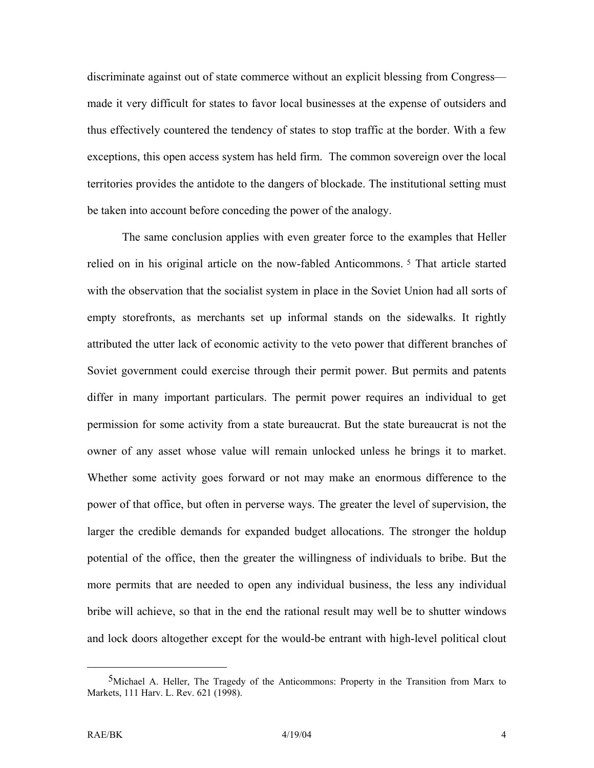discriminate against out of state commerce without an explicit blessing from Congress—made it very difficult for states to favor local businesses at the expense of outsiders and thus effectively countered the tendency of states to stop traffic at the border. With a few exceptions, this open access system has held firm. The common sovereign over the local territories provides the antidote to the dangers of blockade. The institutional setting must be taken into account before conceding the power of the analogy.

The same conclusion applies with even greater force to the examples that Heller relied on in his original article on the now-fabled Anticommons.[5] That article started with the observation that the socialist system in place in the Soviet Union had all sorts of empty storefronts, as merchants set up informal stands on the sidewalks. It rightly attributed the utter lack of economic activity to the veto power that different branches of Soviet government could exercise through their permit power. But permits and patents differ in many important particulars. The permit power requires an individual to get permission for some activity from a state bureaucrat. But the state bureaucrat is not the owner of any asset whose value will remain unlocked unless he brings it to market. Whether some activity goes forward or not may make an enormous difference to the power of that office, but often in perverse ways. The greater the level of supervision, the larger the credible demands for expanded budget allocations. The stronger the holdup potential of the office, then the greater the willingness of individuals to bribe. But the more permits that are needed to open any individual business, the less any individual bribe will achieve, so that in the end the rational result may well be to shutter windows and lock doors altogether except for the would-be entrant with high-level political clout

[5] Michael A. Heller, The Tragedy of the Anticommons: Property in the Transition from Marx to Markets, 111 Harv. L. Rev. 621 (1998).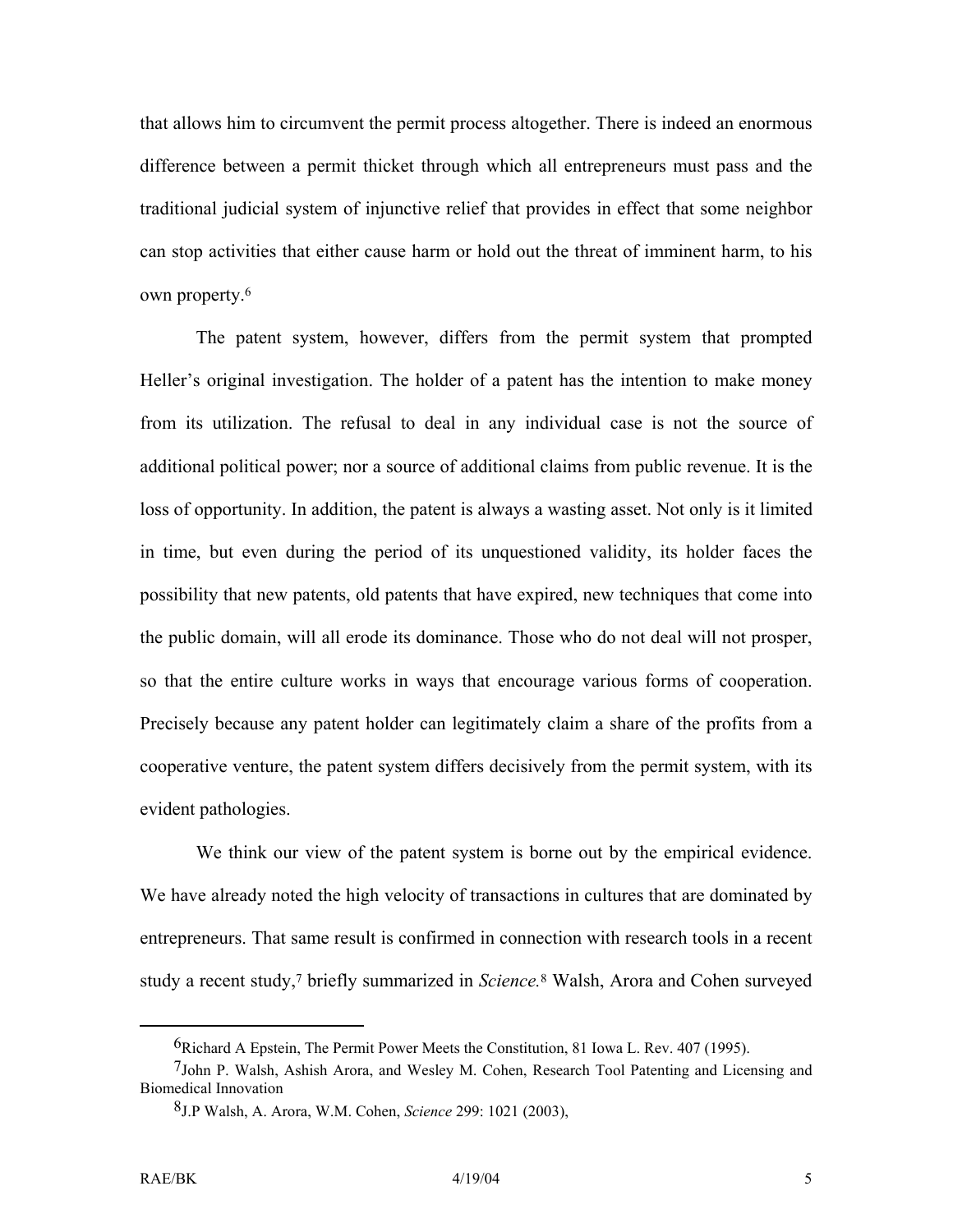that allows him to circumvent the permit process altogether. There is indeed an enormous difference between a permit thicket through which all entrepreneurs must pass and the traditional judicial system of injunctive relief that provides in effect that some neighbor can stop activities that either cause harm or hold out the threat of imminent harm, to his own property.[6]

The patent system, however, differs from the permit system that prompted Heller's original investigation. The holder of a patent has the intention to make money from its utilization. The refusal to deal in any individual case is not the source of additional political power; nor a source of additional claims from public revenue. It is the loss of opportunity. In addition, the patent is always a wasting asset. Not only is it limited in time, but even during the period of its unquestioned validity, its holder faces the possibility that new patents, old patents that have expired, new techniques that come into the public domain, will all erode its dominance. Those who do not deal will not prosper, so that the entire culture works in ways that encourage various forms of cooperation. Precisely because any patent holder can legitimately claim a share of the profits from a cooperative venture, the patent system differs decisively from the permit system, with its evident pathologies.

We think our view of the patent system is borne out by the empirical evidence. We have already noted the high velocity of transactions in cultures that are dominated by entrepreneurs. That same result is confirmed in connection with research tools in a recent study a recent study,[7] briefly summarized in *Science.*[8] Walsh, Arora and Cohen surveyed

---

[6]Richard A Epstein, The Permit Power Meets the Constitution, 81 Iowa L. Rev. 407 (1995).

[7]John P. Walsh, Ashish Arora, and Wesley M. Cohen, Research Tool Patenting and Licensing and Biomedical Innovation

[8]J.P Walsh, A. Arora, W.M. Cohen, *Science* 299: 1021 (2003),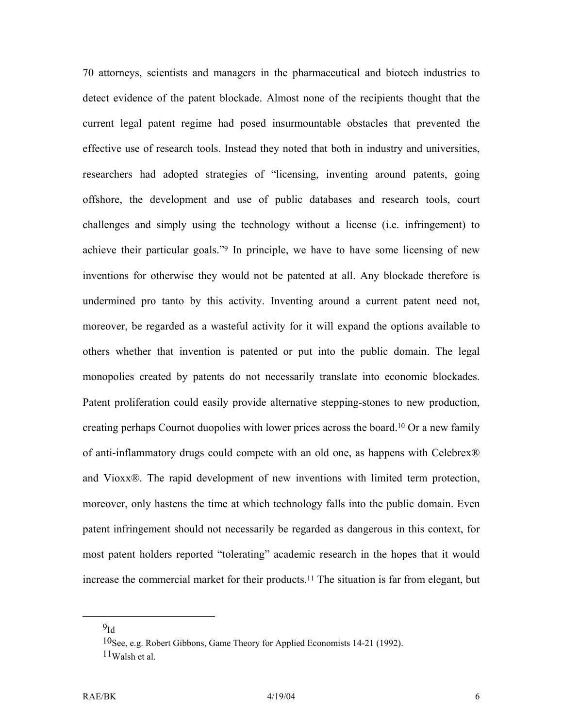70 attorneys, scientists and managers in the pharmaceutical and biotech industries to detect evidence of the patent blockade. Almost none of the recipients thought that the current legal patent regime had posed insurmountable obstacles that prevented the effective use of research tools. Instead they noted that both in industry and universities, researchers had adopted strategies of "licensing, inventing around patents, going offshore, the development and use of public databases and research tools, court challenges and simply using the technology without a license (i.e. infringement) to achieve their particular goals."[9] In principle, we have to have some licensing of new inventions for otherwise they would not be patented at all. Any blockade therefore is undermined pro tanto by this activity. Inventing around a current patent need not, moreover, be regarded as a wasteful activity for it will expand the options available to others whether that invention is patented or put into the public domain. The legal monopolies created by patents do not necessarily translate into economic blockades. Patent proliferation could easily provide alternative stepping-stones to new production, creating perhaps Cournot duopolies with lower prices across the board.[10] Or a new family of anti-inflammatory drugs could compete with an old one, as happens with Celebrex® and Vioxx®. The rapid development of new inventions with limited term protection, moreover, only hastens the time at which technology falls into the public domain. Even patent infringement should not necessarily be regarded as dangerous in this context, for most patent holders reported "tolerating" academic research in the hopes that it would increase the commercial market for their products.[11] The situation is far from elegant, but

---

[9] Id

[10] See, e.g. Robert Gibbons, Game Theory for Applied Economists 14-21 (1992).

[11] Walsh et al.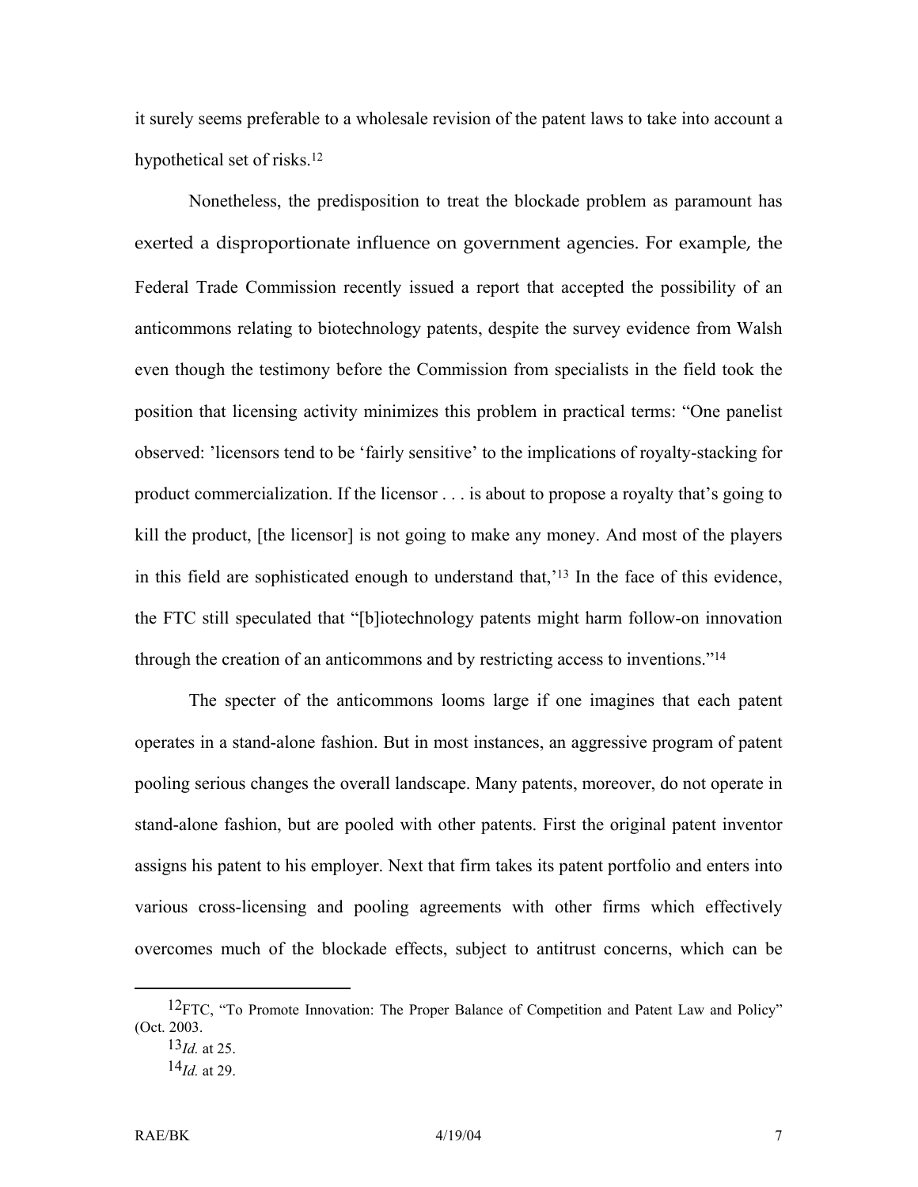it surely seems preferable to a wholesale revision of the patent laws to take into account a hypothetical set of risks.[12]

Nonetheless, the predisposition to treat the blockade problem as paramount has exerted a disproportionate influence on government agencies. For example, the Federal Trade Commission recently issued a report that accepted the possibility of an anticommons relating to biotechnology patents, despite the survey evidence from Walsh even though the testimony before the Commission from specialists in the field took the position that licensing activity minimizes this problem in practical terms: "One panelist observed: 'licensors tend to be 'fairly sensitive' to the implications of royalty-stacking for product commercialization. If the licensor . . . is about to propose a royalty that's going to kill the product, [the licensor] is not going to make any money. And most of the players in this field are sophisticated enough to understand that,'[13] In the face of this evidence, the FTC still speculated that "[b]iotechnology patents might harm follow-on innovation through the creation of an anticommons and by restricting access to inventions."[14]

The specter of the anticommons looms large if one imagines that each patent operates in a stand-alone fashion. But in most instances, an aggressive program of patent pooling serious changes the overall landscape. Many patents, moreover, do not operate in stand-alone fashion, but are pooled with other patents. First the original patent inventor assigns his patent to his employer. Next that firm takes its patent portfolio and enters into various cross-licensing and pooling agreements with other firms which effectively overcomes much of the blockade effects, subject to antitrust concerns, which can be

---

[12] FTC, "To Promote Innovation: The Proper Balance of Competition and Patent Law and Policy" (Oct. 2003.

[13] *Id.* at 25.

[14] *Id.* at 29.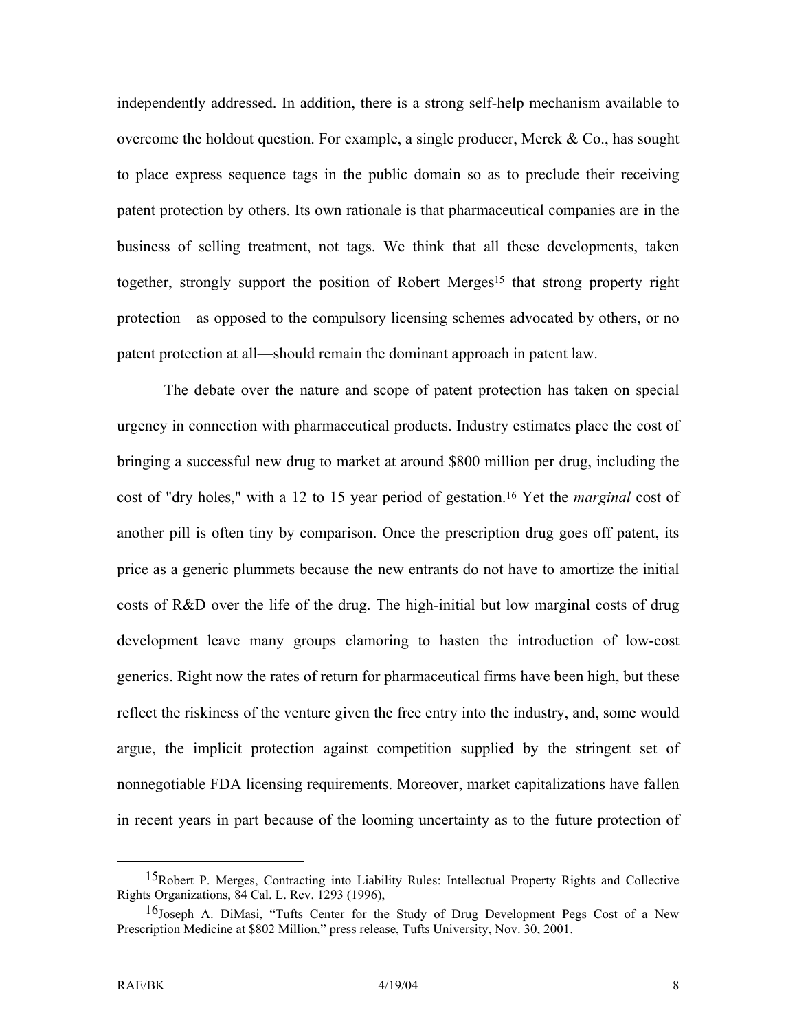independently addressed. In addition, there is a strong self-help mechanism available to overcome the holdout question. For example, a single producer, Merck & Co., has sought to place express sequence tags in the public domain so as to preclude their receiving patent protection by others. Its own rationale is that pharmaceutical companies are in the business of selling treatment, not tags. We think that all these developments, taken together, strongly support the position of Robert Merges[15] that strong property right protection—as opposed to the compulsory licensing schemes advocated by others, or no patent protection at all—should remain the dominant approach in patent law.

The debate over the nature and scope of patent protection has taken on special urgency in connection with pharmaceutical products. Industry estimates place the cost of bringing a successful new drug to market at around $800 million per drug, including the cost of "dry holes," with a 12 to 15 year period of gestation.[16] Yet the *marginal* cost of another pill is often tiny by comparison. Once the prescription drug goes off patent, its price as a generic plummets because the new entrants do not have to amortize the initial costs of R&D over the life of the drug. The high-initial but low marginal costs of drug development leave many groups clamoring to hasten the introduction of low-cost generics. Right now the rates of return for pharmaceutical firms have been high, but these reflect the riskiness of the venture given the free entry into the industry, and, some would argue, the implicit protection against competition supplied by the stringent set of nonnegotiable FDA licensing requirements. Moreover, market capitalizations have fallen in recent years in part because of the looming uncertainty as to the future protection of

---

[15] Robert P. Merges, Contracting into Liability Rules: Intellectual Property Rights and Collective Rights Organizations, 84 Cal. L. Rev. 1293 (1996),

[16] Joseph A. DiMasi, "Tufts Center for the Study of Drug Development Pegs Cost of a New Prescription Medicine at $802 Million," press release, Tufts University, Nov. 30, 2001.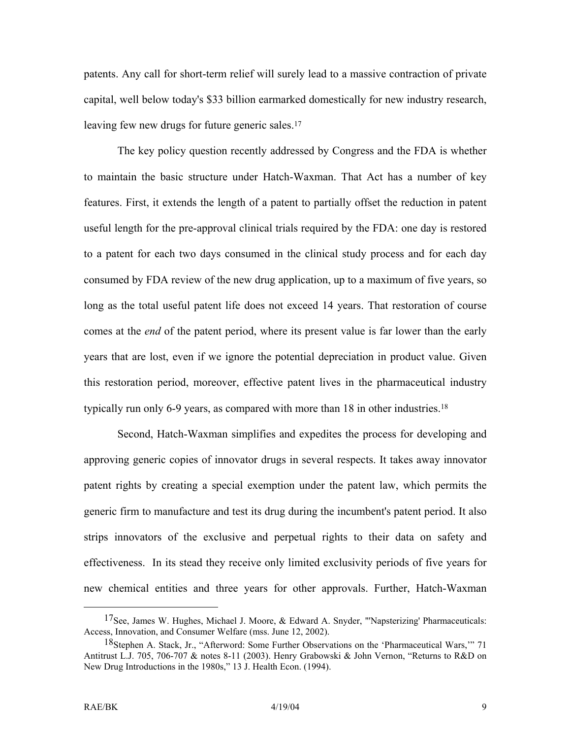patents. Any call for short-term relief will surely lead to a massive contraction of private capital, well below today's $33 billion earmarked domestically for new industry research, leaving few new drugs for future generic sales.[17]

The key policy question recently addressed by Congress and the FDA is whether to maintain the basic structure under Hatch-Waxman. That Act has a number of key features. First, it extends the length of a patent to partially offset the reduction in patent useful length for the pre-approval clinical trials required by the FDA: one day is restored to a patent for each two days consumed in the clinical study process and for each day consumed by FDA review of the new drug application, up to a maximum of five years, so long as the total useful patent life does not exceed 14 years. That restoration of course comes at the *end* of the patent period, where its present value is far lower than the early years that are lost, even if we ignore the potential depreciation in product value. Given this restoration period, moreover, effective patent lives in the pharmaceutical industry typically run only 6-9 years, as compared with more than 18 in other industries.[18]

Second, Hatch-Waxman simplifies and expedites the process for developing and approving generic copies of innovator drugs in several respects. It takes away innovator patent rights by creating a special exemption under the patent law, which permits the generic firm to manufacture and test its drug during the incumbent's patent period. It also strips innovators of the exclusive and perpetual rights to their data on safety and effectiveness. In its stead they receive only limited exclusivity periods of five years for new chemical entities and three years for other approvals. Further, Hatch-Waxman

---

[17] See, James W. Hughes, Michael J. Moore, & Edward A. Snyder, "'Napsterizing' Pharmaceuticals: Access, Innovation, and Consumer Welfare (mss. June 12, 2002).

[18] Stephen A. Stack, Jr., "Afterword: Some Further Observations on the 'Pharmaceutical Wars,'" 71 Antitrust L.J. 705, 706-707 & notes 8-11 (2003). Henry Grabowski & John Vernon, "Returns to R&D on New Drug Introductions in the 1980s," 13 J. Health Econ. (1994).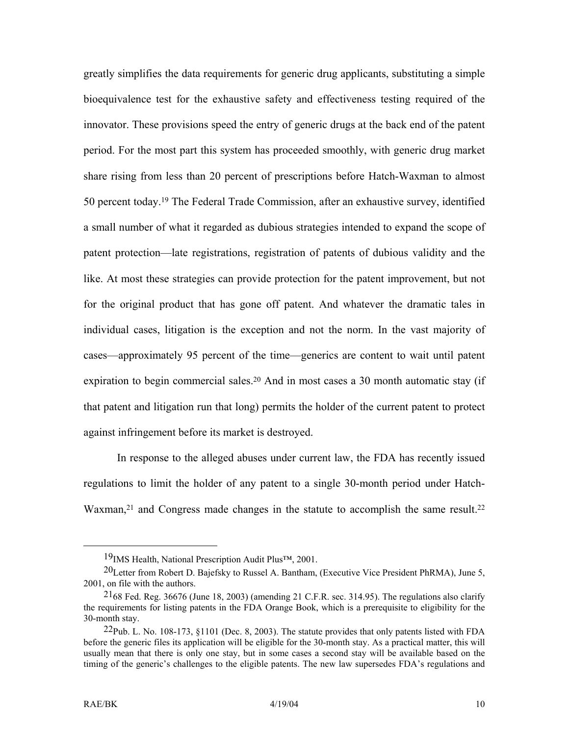greatly simplifies the data requirements for generic drug applicants, substituting a simple bioequivalence test for the exhaustive safety and effectiveness testing required of the innovator. These provisions speed the entry of generic drugs at the back end of the patent period. For the most part this system has proceeded smoothly, with generic drug market share rising from less than 20 percent of prescriptions before Hatch-Waxman to almost 50 percent today.[19] The Federal Trade Commission, after an exhaustive survey, identified a small number of what it regarded as dubious strategies intended to expand the scope of patent protection—late registrations, registration of patents of dubious validity and the like. At most these strategies can provide protection for the patent improvement, but not for the original product that has gone off patent. And whatever the dramatic tales in individual cases, litigation is the exception and not the norm. In the vast majority of cases—approximately 95 percent of the time—generics are content to wait until patent expiration to begin commercial sales.[20] And in most cases a 30 month automatic stay (if that patent and litigation run that long) permits the holder of the current patent to protect against infringement before its market is destroyed.

In response to the alleged abuses under current law, the FDA has recently issued regulations to limit the holder of any patent to a single 30-month period under Hatch-Waxman,[21] and Congress made changes in the statute to accomplish the same result.[22]

---

[19] IMS Health, National Prescription Audit Plus™, 2001.

[20] Letter from Robert D. Bajefsky to Russel A. Bantham, (Executive Vice President PhRMA), June 5, 2001, on file with the authors.

[21] 68 Fed. Reg. 36676 (June 18, 2003) (amending 21 C.F.R. sec. 314.95). The regulations also clarify the requirements for listing patents in the FDA Orange Book, which is a prerequisite to eligibility for the 30-month stay.

[22] Pub. L. No. 108-173, §1101 (Dec. 8, 2003). The statute provides that only patents listed with FDA before the generic files its application will be eligible for the 30-month stay. As a practical matter, this will usually mean that there is only one stay, but in some cases a second stay will be available based on the timing of the generic's challenges to the eligible patents. The new law supersedes FDA's regulations and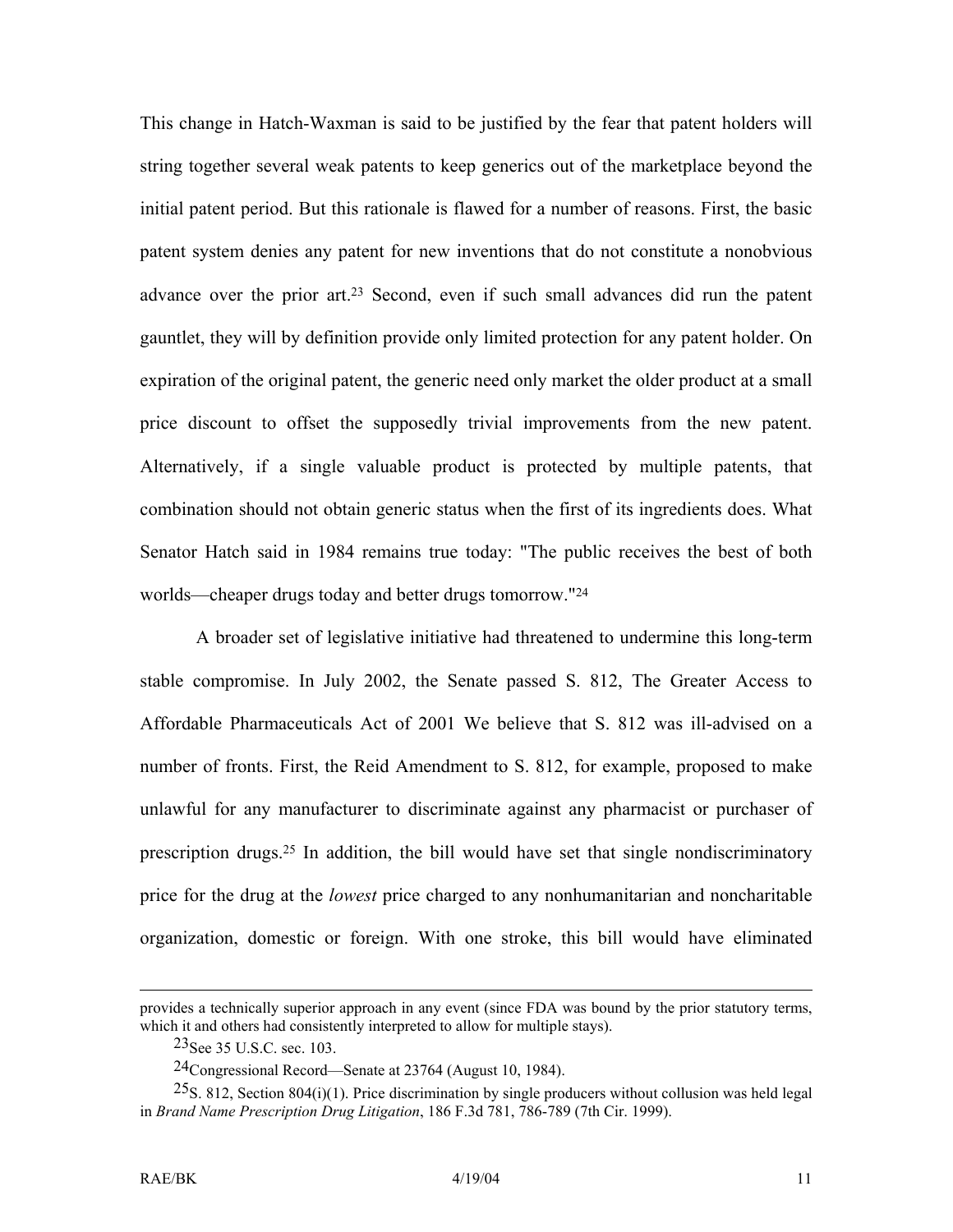This change in Hatch-Waxman is said to be justified by the fear that patent holders will string together several weak patents to keep generics out of the marketplace beyond the initial patent period. But this rationale is flawed for a number of reasons. First, the basic patent system denies any patent for new inventions that do not constitute a nonobvious advance over the prior art.[23] Second, even if such small advances did run the patent gauntlet, they will by definition provide only limited protection for any patent holder. On expiration of the original patent, the generic need only market the older product at a small price discount to offset the supposedly trivial improvements from the new patent. Alternatively, if a single valuable product is protected by multiple patents, that combination should not obtain generic status when the first of its ingredients does. What Senator Hatch said in 1984 remains true today: "The public receives the best of both worlds—cheaper drugs today and better drugs tomorrow."[24]

A broader set of legislative initiative had threatened to undermine this long-term stable compromise. In July 2002, the Senate passed S. 812, The Greater Access to Affordable Pharmaceuticals Act of 2001 We believe that S. 812 was ill-advised on a number of fronts. First, the Reid Amendment to S. 812, for example, proposed to make unlawful for any manufacturer to discriminate against any pharmacist or purchaser of prescription drugs.[25] In addition, the bill would have set that single nondiscriminatory price for the drug at the *lowest* price charged to any nonhumanitarian and noncharitable organization, domestic or foreign. With one stroke, this bill would have eliminated

---

provides a technically superior approach in any event (since FDA was bound by the prior statutory terms, which it and others had consistently interpreted to allow for multiple stays).

[23] See 35 U.S.C. sec. 103.

[24] Congressional Record—Senate at 23764 (August 10, 1984).

[25] S. 812, Section 804(i)(1). Price discrimination by single producers without collusion was held legal in *Brand Name Prescription Drug Litigation*, 186 F.3d 781, 786-789 (7th Cir. 1999).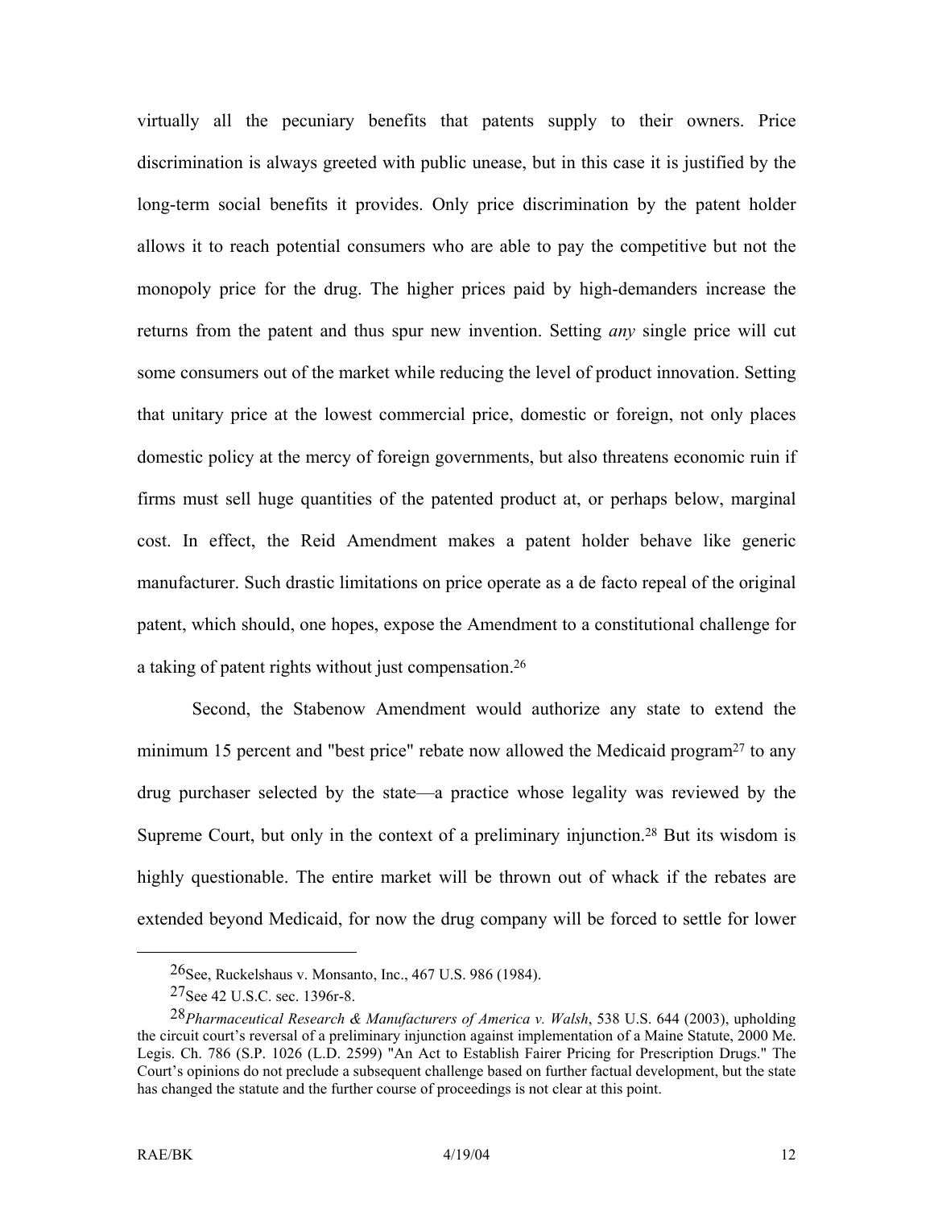virtually all the pecuniary benefits that patents supply to their owners. Price discrimination is always greeted with public unease, but in this case it is justified by the long-term social benefits it provides. Only price discrimination by the patent holder allows it to reach potential consumers who are able to pay the competitive but not the monopoly price for the drug. The higher prices paid by high-demanders increase the returns from the patent and thus spur new invention. Setting *any* single price will cut some consumers out of the market while reducing the level of product innovation. Setting that unitary price at the lowest commercial price, domestic or foreign, not only places domestic policy at the mercy of foreign governments, but also threatens economic ruin if firms must sell huge quantities of the patented product at, or perhaps below, marginal cost. In effect, the Reid Amendment makes a patent holder behave like generic manufacturer. Such drastic limitations on price operate as a de facto repeal of the original patent, which should, one hopes, expose the Amendment to a constitutional challenge for a taking of patent rights without just compensation.[26]

Second, the Stabenow Amendment would authorize any state to extend the minimum 15 percent and "best price" rebate now allowed the Medicaid program[27] to any drug purchaser selected by the state—a practice whose legality was reviewed by the Supreme Court, but only in the context of a preliminary injunction.[28] But its wisdom is highly questionable. The entire market will be thrown out of whack if the rebates are extended beyond Medicaid, for now the drug company will be forced to settle for lower

---

[26] See, Ruckelshaus v. Monsanto, Inc., 467 U.S. 986 (1984).

[27] See 42 U.S.C. sec. 1396r-8.

[28] *Pharmaceutical Research & Manufacturers of America v. Walsh*, 538 U.S. 644 (2003), upholding the circuit court's reversal of a preliminary injunction against implementation of a Maine Statute, 2000 Me. Legis. Ch. 786 (S.P. 1026 (L.D. 2599) "An Act to Establish Fairer Pricing for Prescription Drugs." The Court's opinions do not preclude a subsequent challenge based on further factual development, but the state has changed the statute and the further course of proceedings is not clear at this point.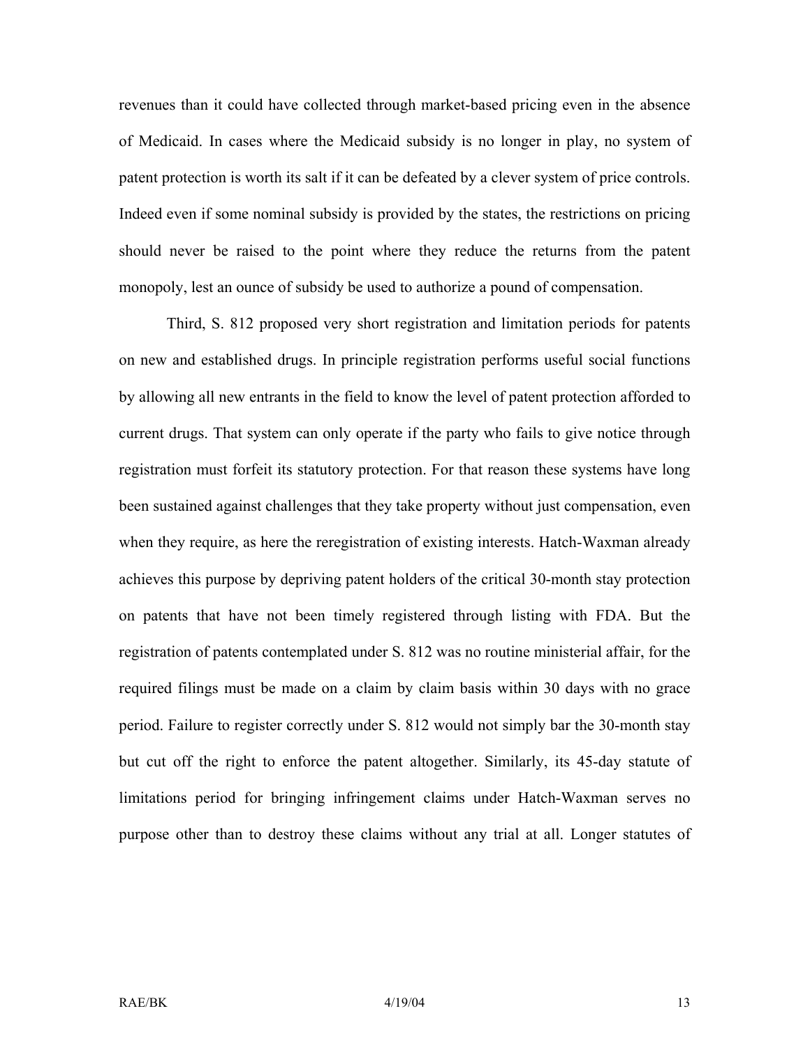revenues than it could have collected through market-based pricing even in the absence of Medicaid. In cases where the Medicaid subsidy is no longer in play, no system of patent protection is worth its salt if it can be defeated by a clever system of price controls. Indeed even if some nominal subsidy is provided by the states, the restrictions on pricing should never be raised to the point where they reduce the returns from the patent monopoly, lest an ounce of subsidy be used to authorize a pound of compensation.

Third, S. 812 proposed very short registration and limitation periods for patents on new and established drugs. In principle registration performs useful social functions by allowing all new entrants in the field to know the level of patent protection afforded to current drugs. That system can only operate if the party who fails to give notice through registration must forfeit its statutory protection. For that reason these systems have long been sustained against challenges that they take property without just compensation, even when they require, as here the reregistration of existing interests. Hatch-Waxman already achieves this purpose by depriving patent holders of the critical 30-month stay protection on patents that have not been timely registered through listing with FDA. But the registration of patents contemplated under S. 812 was no routine ministerial affair, for the required filings must be made on a claim by claim basis within 30 days with no grace period. Failure to register correctly under S. 812 would not simply bar the 30-month stay but cut off the right to enforce the patent altogether. Similarly, its 45-day statute of limitations period for bringing infringement claims under Hatch-Waxman serves no purpose other than to destroy these claims without any trial at all. Longer statutes of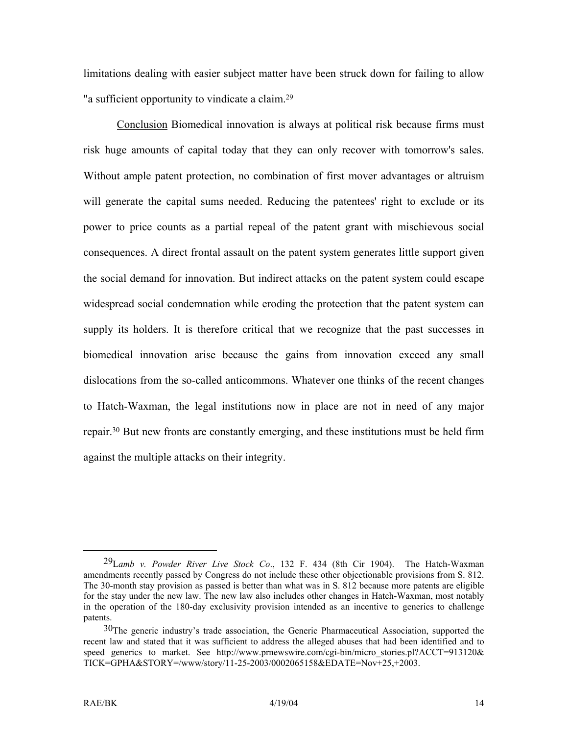limitations dealing with easier subject matter have been struck down for failing to allow "a sufficient opportunity to vindicate a claim.[29]

Conclusion Biomedical innovation is always at political risk because firms must risk huge amounts of capital today that they can only recover with tomorrow's sales. Without ample patent protection, no combination of first mover advantages or altruism will generate the capital sums needed. Reducing the patentees' right to exclude or its power to price counts as a partial repeal of the patent grant with mischievous social consequences. A direct frontal assault on the patent system generates little support given the social demand for innovation. But indirect attacks on the patent system could escape widespread social condemnation while eroding the protection that the patent system can supply its holders. It is therefore critical that we recognize that the past successes in biomedical innovation arise because the gains from innovation exceed any small dislocations from the so-called anticommons. Whatever one thinks of the recent changes to Hatch-Waxman, the legal institutions now in place are not in need of any major repair.[30] But new fronts are constantly emerging, and these institutions must be held firm against the multiple attacks on their integrity.

---

[29] *Lamb v. Powder River Live Stock Co*., 132 F. 434 (8th Cir 1904). The Hatch-Waxman amendments recently passed by Congress do not include these other objectionable provisions from S. 812. The 30-month stay provision as passed is better than what was in S. 812 because more patents are eligible for the stay under the new law. The new law also includes other changes in Hatch-Waxman, most notably in the operation of the 180-day exclusivity provision intended as an incentive to generics to challenge patents.

[30] The generic industry's trade association, the Generic Pharmaceutical Association, supported the recent law and stated that it was sufficient to address the alleged abuses that had been identified and to speed generics to market. See http://www.prnewswire.com/cgi-bin/micro_stories.pl?ACCT=913120&TICK=GPHA&STORY=/www/story/11-25-2003/0002065158&EDATE=Nov+25,+2003.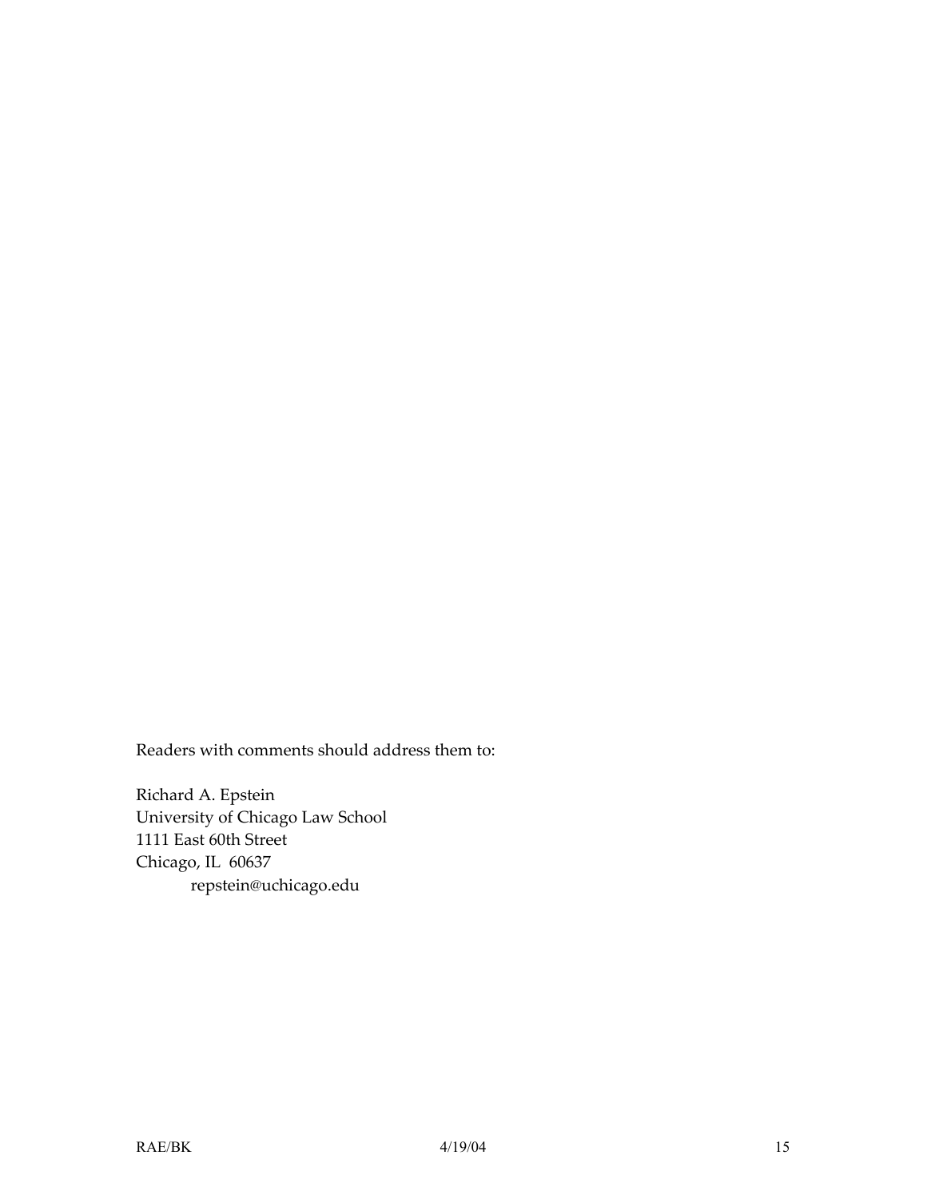Readers with comments should address them to:

Richard A. Epstein
University of Chicago Law School
1111 East 60th Street
Chicago, IL 60637
repstein@uchicago.edu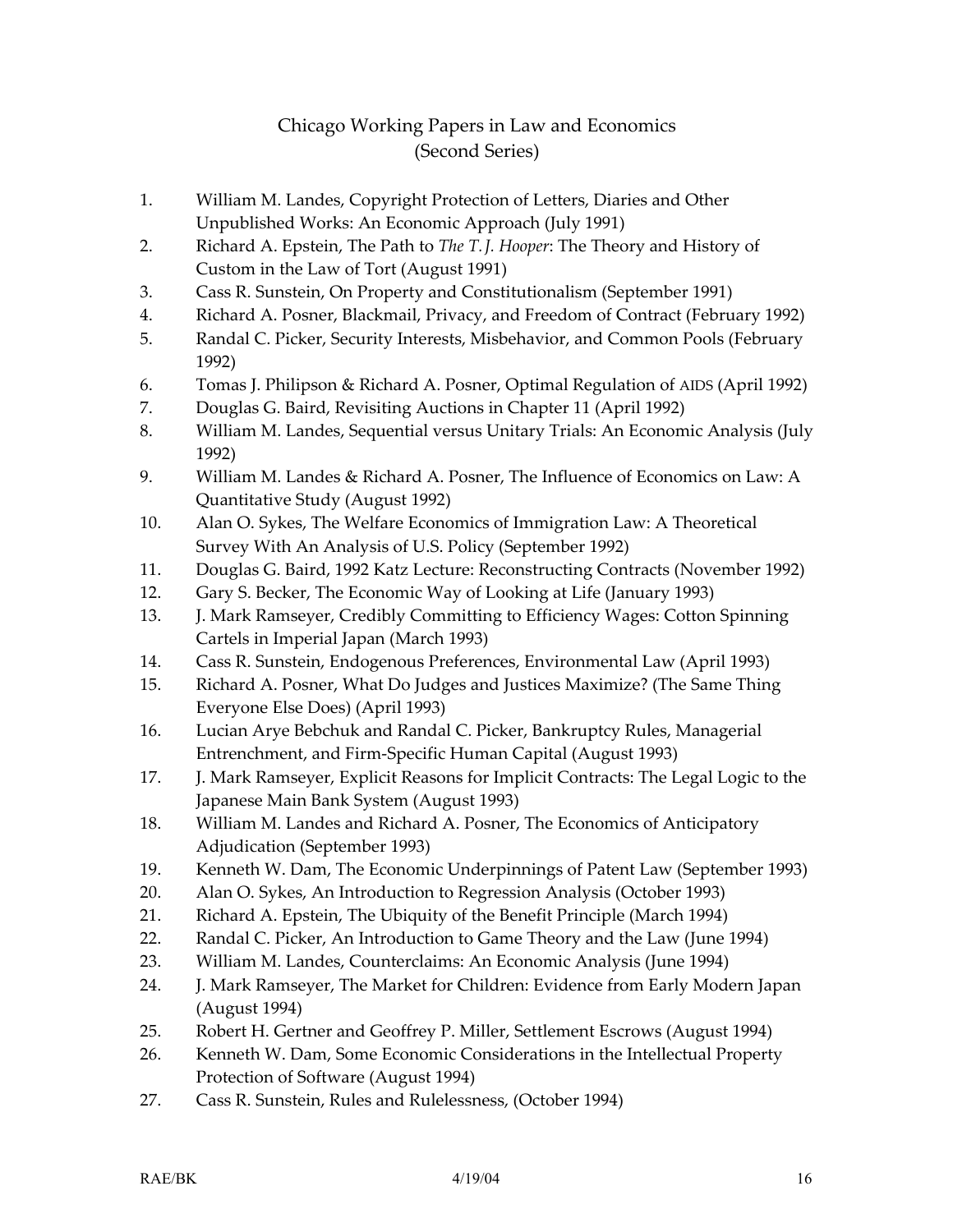# Chicago Working Papers in Law and Economics (Second Series)

1. William M. Landes, Copyright Protection of Letters, Diaries and Other Unpublished Works: An Economic Approach (July 1991)
2. Richard A. Epstein, The Path to *The T. J. Hooper*: The Theory and History of Custom in the Law of Tort (August 1991)
3. Cass R. Sunstein, On Property and Constitutionalism (September 1991)
4. Richard A. Posner, Blackmail, Privacy, and Freedom of Contract (February 1992)
5. Randal C. Picker, Security Interests, Misbehavior, and Common Pools (February 1992)
6. Tomas J. Philipson & Richard A. Posner, Optimal Regulation of AIDS (April 1992)
7. Douglas G. Baird, Revisiting Auctions in Chapter 11 (April 1992)
8. William M. Landes, Sequential versus Unitary Trials: An Economic Analysis (July 1992)
9. William M. Landes & Richard A. Posner, The Influence of Economics on Law: A Quantitative Study (August 1992)
10. Alan O. Sykes, The Welfare Economics of Immigration Law: A Theoretical Survey With An Analysis of U.S. Policy (September 1992)
11. Douglas G. Baird, 1992 Katz Lecture: Reconstructing Contracts (November 1992)
12. Gary S. Becker, The Economic Way of Looking at Life (January 1993)
13. J. Mark Ramseyer, Credibly Committing to Efficiency Wages: Cotton Spinning Cartels in Imperial Japan (March 1993)
14. Cass R. Sunstein, Endogenous Preferences, Environmental Law (April 1993)
15. Richard A. Posner, What Do Judges and Justices Maximize? (The Same Thing Everyone Else Does) (April 1993)
16. Lucian Arye Bebchuk and Randal C. Picker, Bankruptcy Rules, Managerial Entrenchment, and Firm-Specific Human Capital (August 1993)
17. J. Mark Ramseyer, Explicit Reasons for Implicit Contracts: The Legal Logic to the Japanese Main Bank System (August 1993)
18. William M. Landes and Richard A. Posner, The Economics of Anticipatory Adjudication (September 1993)
19. Kenneth W. Dam, The Economic Underpinnings of Patent Law (September 1993)
20. Alan O. Sykes, An Introduction to Regression Analysis (October 1993)
21. Richard A. Epstein, The Ubiquity of the Benefit Principle (March 1994)
22. Randal C. Picker, An Introduction to Game Theory and the Law (June 1994)
23. William M. Landes, Counterclaims: An Economic Analysis (June 1994)
24. J. Mark Ramseyer, The Market for Children: Evidence from Early Modern Japan (August 1994)
25. Robert H. Gertner and Geoffrey P. Miller, Settlement Escrows (August 1994)
26. Kenneth W. Dam, Some Economic Considerations in the Intellectual Property Protection of Software (August 1994)
27. Cass R. Sunstein, Rules and Rulelessness, (October 1994)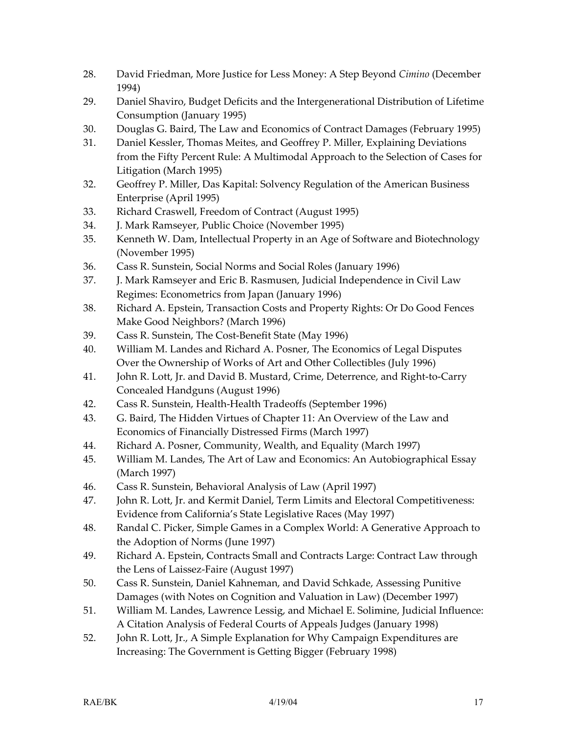28. David Friedman, More Justice for Less Money: A Step Beyond *Cimino* (December 1994)
29. Daniel Shaviro, Budget Deficits and the Intergenerational Distribution of Lifetime Consumption (January 1995)
30. Douglas G. Baird, The Law and Economics of Contract Damages (February 1995)
31. Daniel Kessler, Thomas Meites, and Geoffrey P. Miller, Explaining Deviations from the Fifty Percent Rule: A Multimodal Approach to the Selection of Cases for Litigation (March 1995)
32. Geoffrey P. Miller, Das Kapital: Solvency Regulation of the American Business Enterprise (April 1995)
33. Richard Craswell, Freedom of Contract (August 1995)
34. J. Mark Ramseyer, Public Choice (November 1995)
35. Kenneth W. Dam, Intellectual Property in an Age of Software and Biotechnology (November 1995)
36. Cass R. Sunstein, Social Norms and Social Roles (January 1996)
37. J. Mark Ramseyer and Eric B. Rasmusen, Judicial Independence in Civil Law Regimes: Econometrics from Japan (January 1996)
38. Richard A. Epstein, Transaction Costs and Property Rights: Or Do Good Fences Make Good Neighbors? (March 1996)
39. Cass R. Sunstein, The Cost-Benefit State (May 1996)
40. William M. Landes and Richard A. Posner, The Economics of Legal Disputes Over the Ownership of Works of Art and Other Collectibles (July 1996)
41. John R. Lott, Jr. and David B. Mustard, Crime, Deterrence, and Right-to-Carry Concealed Handguns (August 1996)
42. Cass R. Sunstein, Health-Health Tradeoffs (September 1996)
43. G. Baird, The Hidden Virtues of Chapter 11: An Overview of the Law and Economics of Financially Distressed Firms (March 1997)
44. Richard A. Posner, Community, Wealth, and Equality (March 1997)
45. William M. Landes, The Art of Law and Economics: An Autobiographical Essay (March 1997)
46. Cass R. Sunstein, Behavioral Analysis of Law (April 1997)
47. John R. Lott, Jr. and Kermit Daniel, Term Limits and Electoral Competitiveness: Evidence from California's State Legislative Races (May 1997)
48. Randal C. Picker, Simple Games in a Complex World: A Generative Approach to the Adoption of Norms (June 1997)
49. Richard A. Epstein, Contracts Small and Contracts Large: Contract Law through the Lens of Laissez-Faire (August 1997)
50. Cass R. Sunstein, Daniel Kahneman, and David Schkade, Assessing Punitive Damages (with Notes on Cognition and Valuation in Law) (December 1997)
51. William M. Landes, Lawrence Lessig, and Michael E. Solimine, Judicial Influence: A Citation Analysis of Federal Courts of Appeals Judges (January 1998)
52. John R. Lott, Jr., A Simple Explanation for Why Campaign Expenditures are Increasing: The Government is Getting Bigger (February 1998)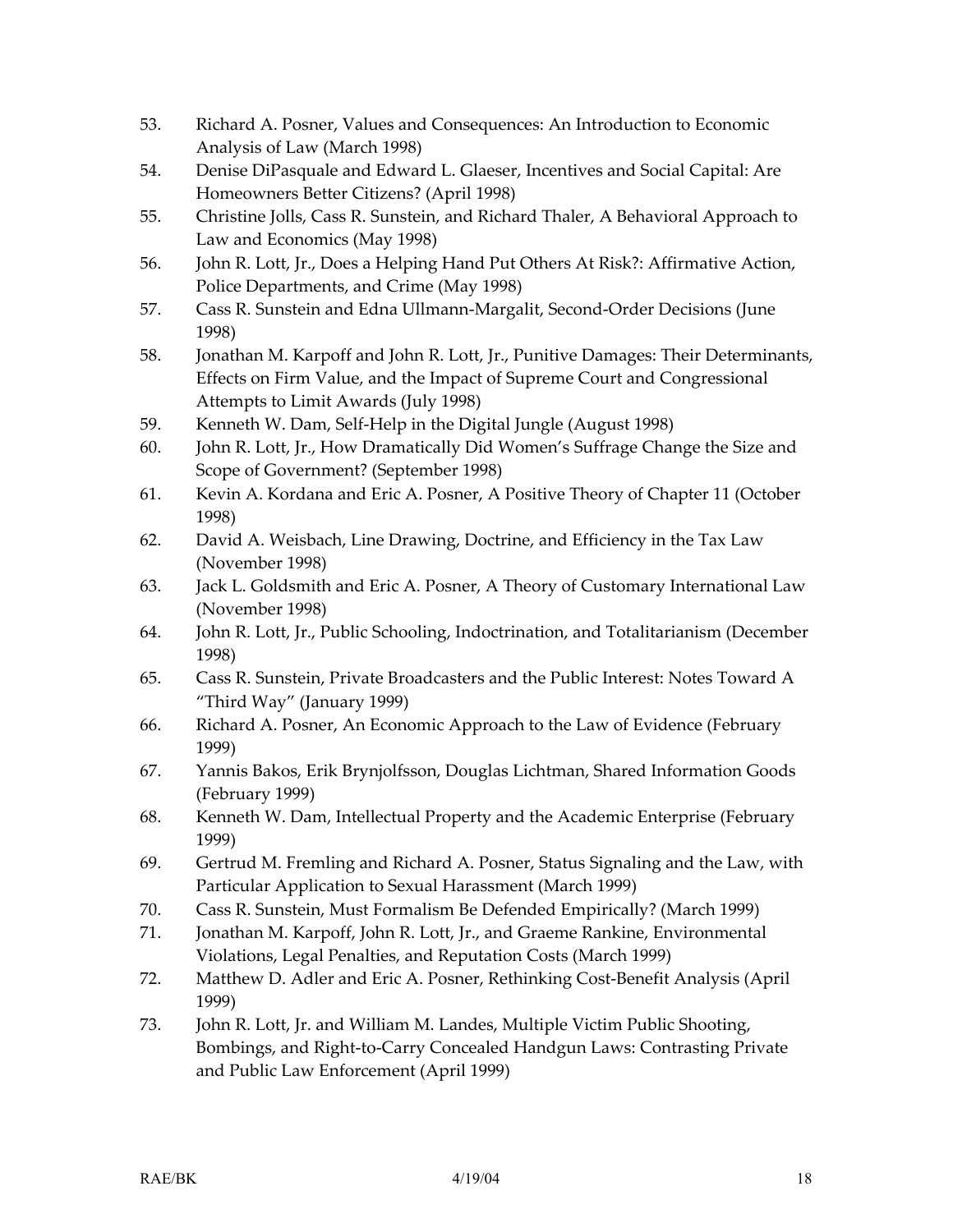53. Richard A. Posner, Values and Consequences: An Introduction to Economic Analysis of Law (March 1998)
54. Denise DiPasquale and Edward L. Glaeser, Incentives and Social Capital: Are Homeowners Better Citizens? (April 1998)
55. Christine Jolls, Cass R. Sunstein, and Richard Thaler, A Behavioral Approach to Law and Economics (May 1998)
56. John R. Lott, Jr., Does a Helping Hand Put Others At Risk?: Affirmative Action, Police Departments, and Crime (May 1998)
57. Cass R. Sunstein and Edna Ullmann-Margalit, Second-Order Decisions (June 1998)
58. Jonathan M. Karpoff and John R. Lott, Jr., Punitive Damages: Their Determinants, Effects on Firm Value, and the Impact of Supreme Court and Congressional Attempts to Limit Awards (July 1998)
59. Kenneth W. Dam, Self-Help in the Digital Jungle (August 1998)
60. John R. Lott, Jr., How Dramatically Did Women's Suffrage Change the Size and Scope of Government? (September 1998)
61. Kevin A. Kordana and Eric A. Posner, A Positive Theory of Chapter 11 (October 1998)
62. David A. Weisbach, Line Drawing, Doctrine, and Efficiency in the Tax Law (November 1998)
63. Jack L. Goldsmith and Eric A. Posner, A Theory of Customary International Law (November 1998)
64. John R. Lott, Jr., Public Schooling, Indoctrination, and Totalitarianism (December 1998)
65. Cass R. Sunstein, Private Broadcasters and the Public Interest: Notes Toward A "Third Way" (January 1999)
66. Richard A. Posner, An Economic Approach to the Law of Evidence (February 1999)
67. Yannis Bakos, Erik Brynjolfsson, Douglas Lichtman, Shared Information Goods (February 1999)
68. Kenneth W. Dam, Intellectual Property and the Academic Enterprise (February 1999)
69. Gertrud M. Fremling and Richard A. Posner, Status Signaling and the Law, with Particular Application to Sexual Harassment (March 1999)
70. Cass R. Sunstein, Must Formalism Be Defended Empirically? (March 1999)
71. Jonathan M. Karpoff, John R. Lott, Jr., and Graeme Rankine, Environmental Violations, Legal Penalties, and Reputation Costs (March 1999)
72. Matthew D. Adler and Eric A. Posner, Rethinking Cost-Benefit Analysis (April 1999)
73. John R. Lott, Jr. and William M. Landes, Multiple Victim Public Shooting, Bombings, and Right-to-Carry Concealed Handgun Laws: Contrasting Private and Public Law Enforcement (April 1999)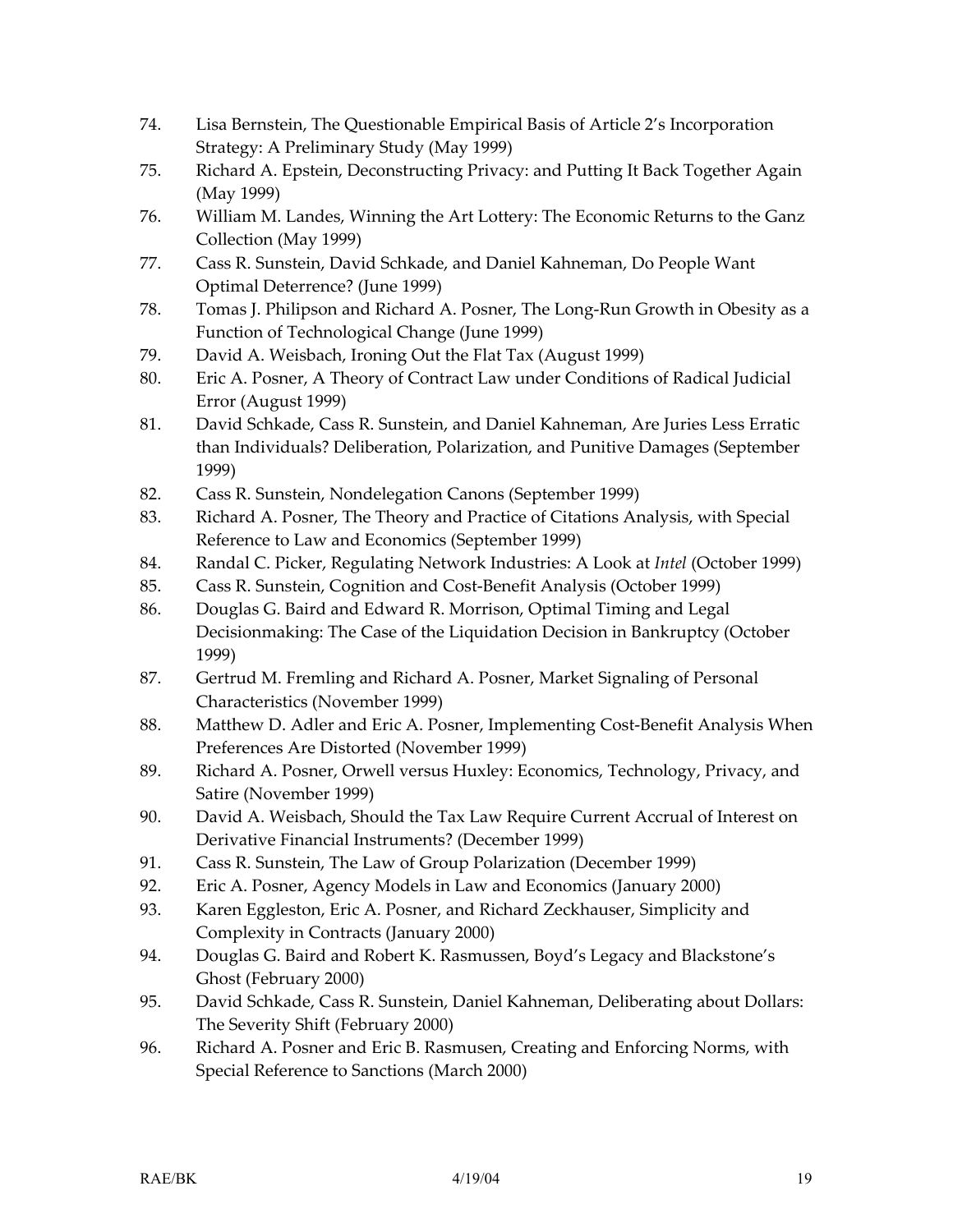74. Lisa Bernstein, The Questionable Empirical Basis of Article 2's Incorporation Strategy: A Preliminary Study (May 1999)
75. Richard A. Epstein, Deconstructing Privacy: and Putting It Back Together Again (May 1999)
76. William M. Landes, Winning the Art Lottery: The Economic Returns to the Ganz Collection (May 1999)
77. Cass R. Sunstein, David Schkade, and Daniel Kahneman, Do People Want Optimal Deterrence? (June 1999)
78. Tomas J. Philipson and Richard A. Posner, The Long-Run Growth in Obesity as a Function of Technological Change (June 1999)
79. David A. Weisbach, Ironing Out the Flat Tax (August 1999)
80. Eric A. Posner, A Theory of Contract Law under Conditions of Radical Judicial Error (August 1999)
81. David Schkade, Cass R. Sunstein, and Daniel Kahneman, Are Juries Less Erratic than Individuals? Deliberation, Polarization, and Punitive Damages (September 1999)
82. Cass R. Sunstein, Nondelegation Canons (September 1999)
83. Richard A. Posner, The Theory and Practice of Citations Analysis, with Special Reference to Law and Economics (September 1999)
84. Randal C. Picker, Regulating Network Industries: A Look at *Intel* (October 1999)
85. Cass R. Sunstein, Cognition and Cost-Benefit Analysis (October 1999)
86. Douglas G. Baird and Edward R. Morrison, Optimal Timing and Legal Decisionmaking: The Case of the Liquidation Decision in Bankruptcy (October 1999)
87. Gertrud M. Fremling and Richard A. Posner, Market Signaling of Personal Characteristics (November 1999)
88. Matthew D. Adler and Eric A. Posner, Implementing Cost-Benefit Analysis When Preferences Are Distorted (November 1999)
89. Richard A. Posner, Orwell versus Huxley: Economics, Technology, Privacy, and Satire (November 1999)
90. David A. Weisbach, Should the Tax Law Require Current Accrual of Interest on Derivative Financial Instruments? (December 1999)
91. Cass R. Sunstein, The Law of Group Polarization (December 1999)
92. Eric A. Posner, Agency Models in Law and Economics (January 2000)
93. Karen Eggleston, Eric A. Posner, and Richard Zeckhauser, Simplicity and Complexity in Contracts (January 2000)
94. Douglas G. Baird and Robert K. Rasmussen, Boyd's Legacy and Blackstone's Ghost (February 2000)
95. David Schkade, Cass R. Sunstein, Daniel Kahneman, Deliberating about Dollars: The Severity Shift (February 2000)
96. Richard A. Posner and Eric B. Rasmusen, Creating and Enforcing Norms, with Special Reference to Sanctions (March 2000)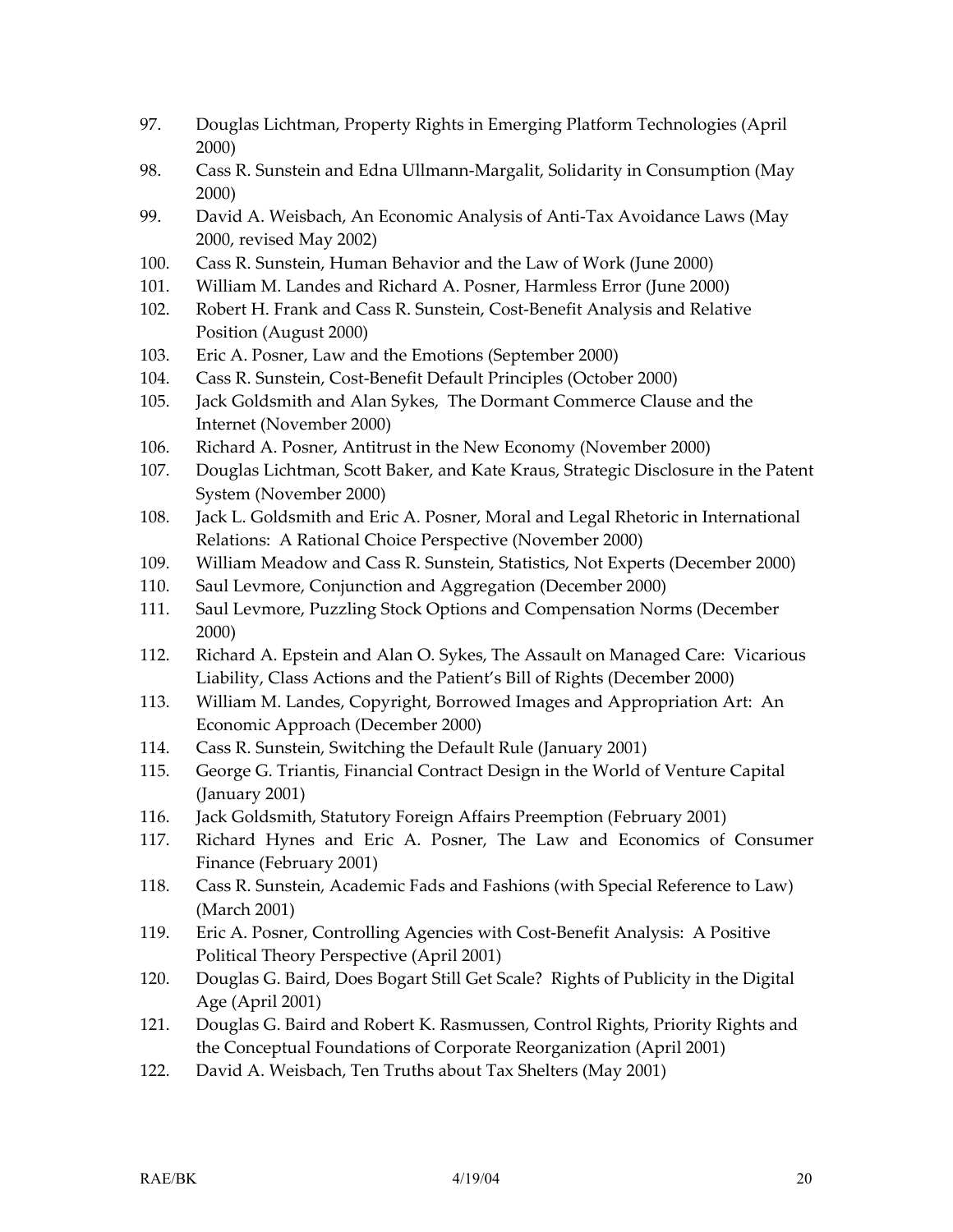97. Douglas Lichtman, Property Rights in Emerging Platform Technologies (April 2000)
98. Cass R. Sunstein and Edna Ullmann-Margalit, Solidarity in Consumption (May 2000)
99. David A. Weisbach, An Economic Analysis of Anti-Tax Avoidance Laws (May 2000, revised May 2002)
100. Cass R. Sunstein, Human Behavior and the Law of Work (June 2000)
101. William M. Landes and Richard A. Posner, Harmless Error (June 2000)
102. Robert H. Frank and Cass R. Sunstein, Cost-Benefit Analysis and Relative Position (August 2000)
103. Eric A. Posner, Law and the Emotions (September 2000)
104. Cass R. Sunstein, Cost-Benefit Default Principles (October 2000)
105. Jack Goldsmith and Alan Sykes, The Dormant Commerce Clause and the Internet (November 2000)
106. Richard A. Posner, Antitrust in the New Economy (November 2000)
107. Douglas Lichtman, Scott Baker, and Kate Kraus, Strategic Disclosure in the Patent System (November 2000)
108. Jack L. Goldsmith and Eric A. Posner, Moral and Legal Rhetoric in International Relations: A Rational Choice Perspective (November 2000)
109. William Meadow and Cass R. Sunstein, Statistics, Not Experts (December 2000)
110. Saul Levmore, Conjunction and Aggregation (December 2000)
111. Saul Levmore, Puzzling Stock Options and Compensation Norms (December 2000)
112. Richard A. Epstein and Alan O. Sykes, The Assault on Managed Care: Vicarious Liability, Class Actions and the Patient's Bill of Rights (December 2000)
113. William M. Landes, Copyright, Borrowed Images and Appropriation Art: An Economic Approach (December 2000)
114. Cass R. Sunstein, Switching the Default Rule (January 2001)
115. George G. Triantis, Financial Contract Design in the World of Venture Capital (January 2001)
116. Jack Goldsmith, Statutory Foreign Affairs Preemption (February 2001)
117. Richard Hynes and Eric A. Posner, The Law and Economics of Consumer Finance (February 2001)
118. Cass R. Sunstein, Academic Fads and Fashions (with Special Reference to Law) (March 2001)
119. Eric A. Posner, Controlling Agencies with Cost-Benefit Analysis: A Positive Political Theory Perspective (April 2001)
120. Douglas G. Baird, Does Bogart Still Get Scale? Rights of Publicity in the Digital Age (April 2001)
121. Douglas G. Baird and Robert K. Rasmussen, Control Rights, Priority Rights and the Conceptual Foundations of Corporate Reorganization (April 2001)
122. David A. Weisbach, Ten Truths about Tax Shelters (May 2001)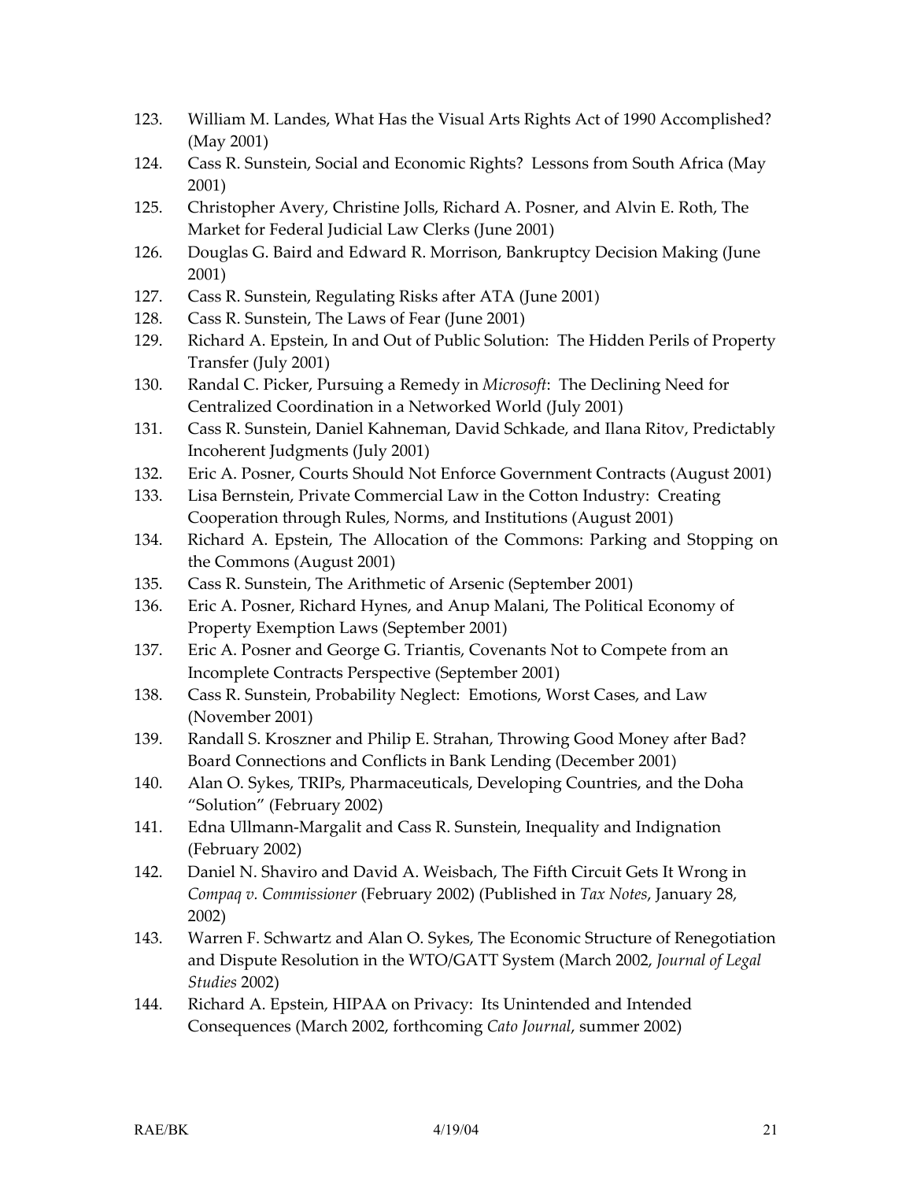123. William M. Landes, What Has the Visual Arts Rights Act of 1990 Accomplished? (May 2001)
124. Cass R. Sunstein, Social and Economic Rights? Lessons from South Africa (May 2001)
125. Christopher Avery, Christine Jolls, Richard A. Posner, and Alvin E. Roth, The Market for Federal Judicial Law Clerks (June 2001)
126. Douglas G. Baird and Edward R. Morrison, Bankruptcy Decision Making (June 2001)
127. Cass R. Sunstein, Regulating Risks after ATA (June 2001)
128. Cass R. Sunstein, The Laws of Fear (June 2001)
129. Richard A. Epstein, In and Out of Public Solution: The Hidden Perils of Property Transfer (July 2001)
130. Randal C. Picker, Pursuing a Remedy in *Microsoft*: The Declining Need for Centralized Coordination in a Networked World (July 2001)
131. Cass R. Sunstein, Daniel Kahneman, David Schkade, and Ilana Ritov, Predictably Incoherent Judgments (July 2001)
132. Eric A. Posner, Courts Should Not Enforce Government Contracts (August 2001)
133. Lisa Bernstein, Private Commercial Law in the Cotton Industry: Creating Cooperation through Rules, Norms, and Institutions (August 2001)
134. Richard A. Epstein, The Allocation of the Commons: Parking and Stopping on the Commons (August 2001)
135. Cass R. Sunstein, The Arithmetic of Arsenic (September 2001)
136. Eric A. Posner, Richard Hynes, and Anup Malani, The Political Economy of Property Exemption Laws (September 2001)
137. Eric A. Posner and George G. Triantis, Covenants Not to Compete from an Incomplete Contracts Perspective (September 2001)
138. Cass R. Sunstein, Probability Neglect: Emotions, Worst Cases, and Law (November 2001)
139. Randall S. Kroszner and Philip E. Strahan, Throwing Good Money after Bad? Board Connections and Conflicts in Bank Lending (December 2001)
140. Alan O. Sykes, TRIPs, Pharmaceuticals, Developing Countries, and the Doha "Solution" (February 2002)
141. Edna Ullmann-Margalit and Cass R. Sunstein, Inequality and Indignation (February 2002)
142. Daniel N. Shaviro and David A. Weisbach, The Fifth Circuit Gets It Wrong in *Compaq v. Commissioner* (February 2002) (Published in *Tax Notes*, January 28, 2002)
143. Warren F. Schwartz and Alan O. Sykes, The Economic Structure of Renegotiation and Dispute Resolution in the WTO/GATT System (March 2002, *Journal of Legal Studies* 2002)
144. Richard A. Epstein, HIPAA on Privacy: Its Unintended and Intended Consequences (March 2002, forthcoming *Cato Journal*, summer 2002)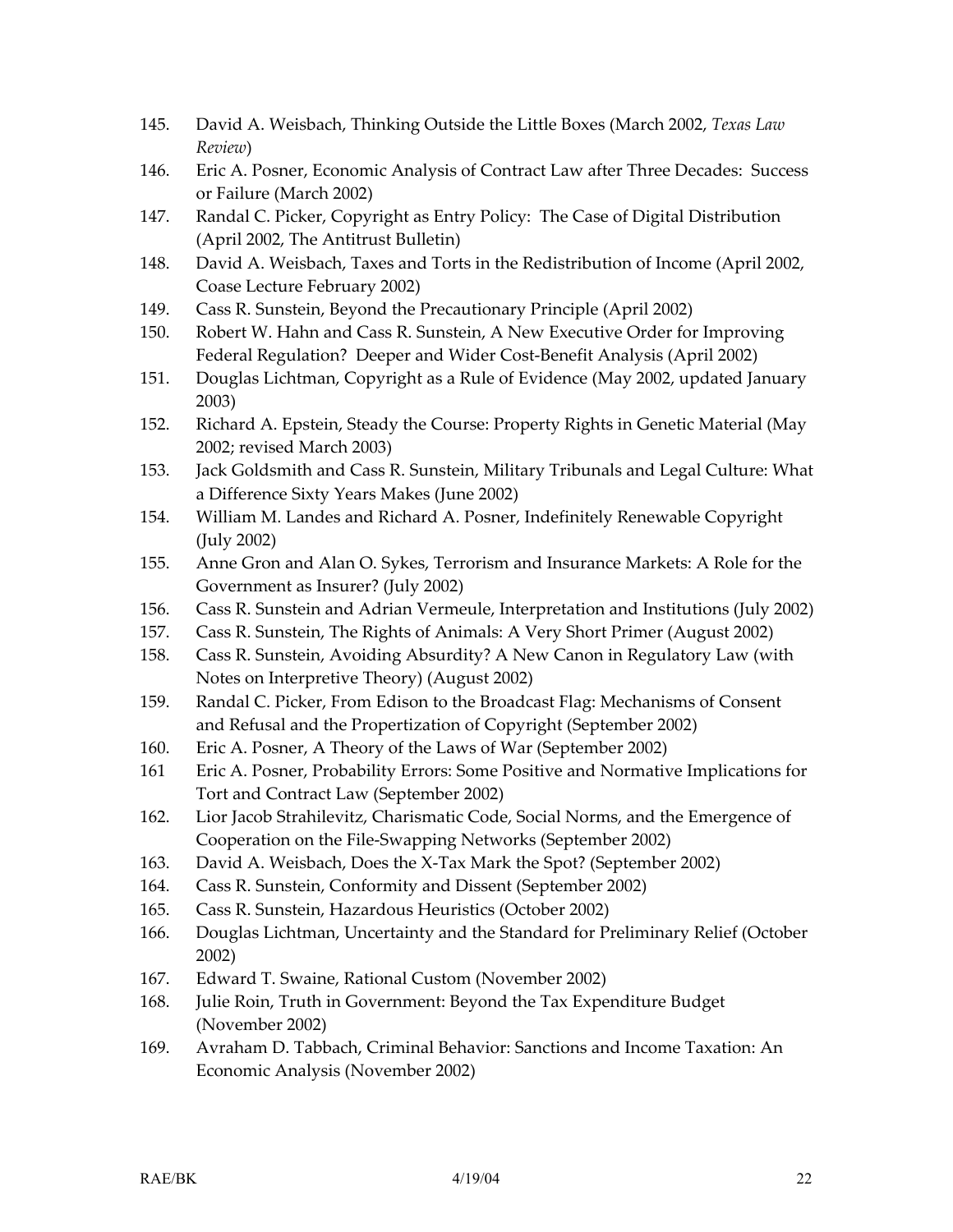145. David A. Weisbach, Thinking Outside the Little Boxes (March 2002, *Texas Law Review*)
146. Eric A. Posner, Economic Analysis of Contract Law after Three Decades: Success or Failure (March 2002)
147. Randal C. Picker, Copyright as Entry Policy: The Case of Digital Distribution (April 2002, The Antitrust Bulletin)
148. David A. Weisbach, Taxes and Torts in the Redistribution of Income (April 2002, Coase Lecture February 2002)
149. Cass R. Sunstein, Beyond the Precautionary Principle (April 2002)
150. Robert W. Hahn and Cass R. Sunstein, A New Executive Order for Improving Federal Regulation? Deeper and Wider Cost-Benefit Analysis (April 2002)
151. Douglas Lichtman, Copyright as a Rule of Evidence (May 2002, updated January 2003)
152. Richard A. Epstein, Steady the Course: Property Rights in Genetic Material (May 2002; revised March 2003)
153. Jack Goldsmith and Cass R. Sunstein, Military Tribunals and Legal Culture: What a Difference Sixty Years Makes (June 2002)
154. William M. Landes and Richard A. Posner, Indefinitely Renewable Copyright (July 2002)
155. Anne Gron and Alan O. Sykes, Terrorism and Insurance Markets: A Role for the Government as Insurer? (July 2002)
156. Cass R. Sunstein and Adrian Vermeule, Interpretation and Institutions (July 2002)
157. Cass R. Sunstein, The Rights of Animals: A Very Short Primer (August 2002)
158. Cass R. Sunstein, Avoiding Absurdity? A New Canon in Regulatory Law (with Notes on Interpretive Theory) (August 2002)
159. Randal C. Picker, From Edison to the Broadcast Flag: Mechanisms of Consent and Refusal and the Propertization of Copyright (September 2002)
160. Eric A. Posner, A Theory of the Laws of War (September 2002)
161 Eric A. Posner, Probability Errors: Some Positive and Normative Implications for Tort and Contract Law (September 2002)
162. Lior Jacob Strahilevitz, Charismatic Code, Social Norms, and the Emergence of Cooperation on the File-Swapping Networks (September 2002)
163. David A. Weisbach, Does the X-Tax Mark the Spot? (September 2002)
164. Cass R. Sunstein, Conformity and Dissent (September 2002)
165. Cass R. Sunstein, Hazardous Heuristics (October 2002)
166. Douglas Lichtman, Uncertainty and the Standard for Preliminary Relief (October 2002)
167. Edward T. Swaine, Rational Custom (November 2002)
168. Julie Roin, Truth in Government: Beyond the Tax Expenditure Budget (November 2002)
169. Avraham D. Tabbach, Criminal Behavior: Sanctions and Income Taxation: An Economic Analysis (November 2002)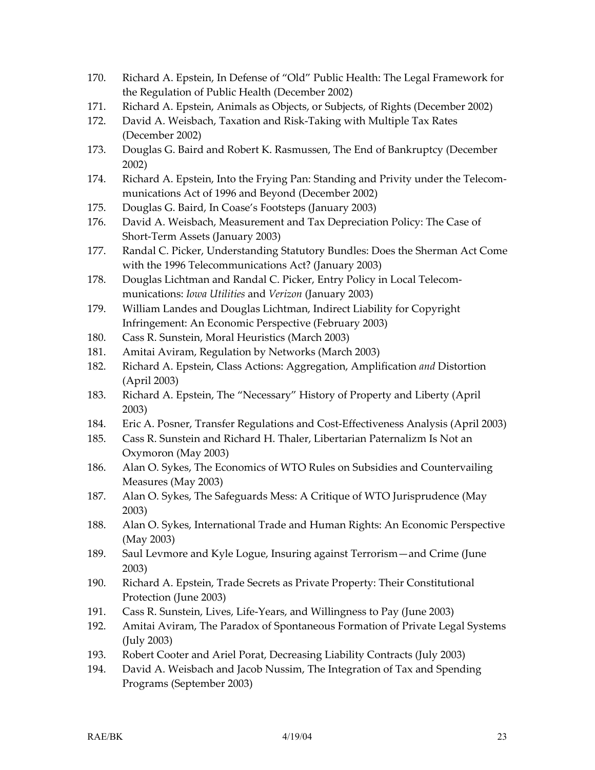170. Richard A. Epstein, In Defense of "Old" Public Health: The Legal Framework for the Regulation of Public Health (December 2002)
171. Richard A. Epstein, Animals as Objects, or Subjects, of Rights (December 2002)
172. David A. Weisbach, Taxation and Risk-Taking with Multiple Tax Rates (December 2002)
173. Douglas G. Baird and Robert K. Rasmussen, The End of Bankruptcy (December 2002)
174. Richard A. Epstein, Into the Frying Pan: Standing and Privity under the Telecommunications Act of 1996 and Beyond (December 2002)
175. Douglas G. Baird, In Coase's Footsteps (January 2003)
176. David A. Weisbach, Measurement and Tax Depreciation Policy: The Case of Short-Term Assets (January 2003)
177. Randal C. Picker, Understanding Statutory Bundles: Does the Sherman Act Come with the 1996 Telecommunications Act? (January 2003)
178. Douglas Lichtman and Randal C. Picker, Entry Policy in Local Telecommunications: *Iowa Utilities* and *Verizon* (January 2003)
179. William Landes and Douglas Lichtman, Indirect Liability for Copyright Infringement: An Economic Perspective (February 2003)
180. Cass R. Sunstein, Moral Heuristics (March 2003)
181. Amitai Aviram, Regulation by Networks (March 2003)
182. Richard A. Epstein, Class Actions: Aggregation, Amplification *and* Distortion (April 2003)
183. Richard A. Epstein, The "Necessary" History of Property and Liberty (April 2003)
184. Eric A. Posner, Transfer Regulations and Cost-Effectiveness Analysis (April 2003)
185. Cass R. Sunstein and Richard H. Thaler, Libertarian Paternalizm Is Not an Oxymoron (May 2003)
186. Alan O. Sykes, The Economics of WTO Rules on Subsidies and Countervailing Measures (May 2003)
187. Alan O. Sykes, The Safeguards Mess: A Critique of WTO Jurisprudence (May 2003)
188. Alan O. Sykes, International Trade and Human Rights: An Economic Perspective (May 2003)
189. Saul Levmore and Kyle Logue, Insuring against Terrorism—and Crime (June 2003)
190. Richard A. Epstein, Trade Secrets as Private Property: Their Constitutional Protection (June 2003)
191. Cass R. Sunstein, Lives, Life-Years, and Willingness to Pay (June 2003)
192. Amitai Aviram, The Paradox of Spontaneous Formation of Private Legal Systems (July 2003)
193. Robert Cooter and Ariel Porat, Decreasing Liability Contracts (July 2003)
194. David A. Weisbach and Jacob Nussim, The Integration of Tax and Spending Programs (September 2003)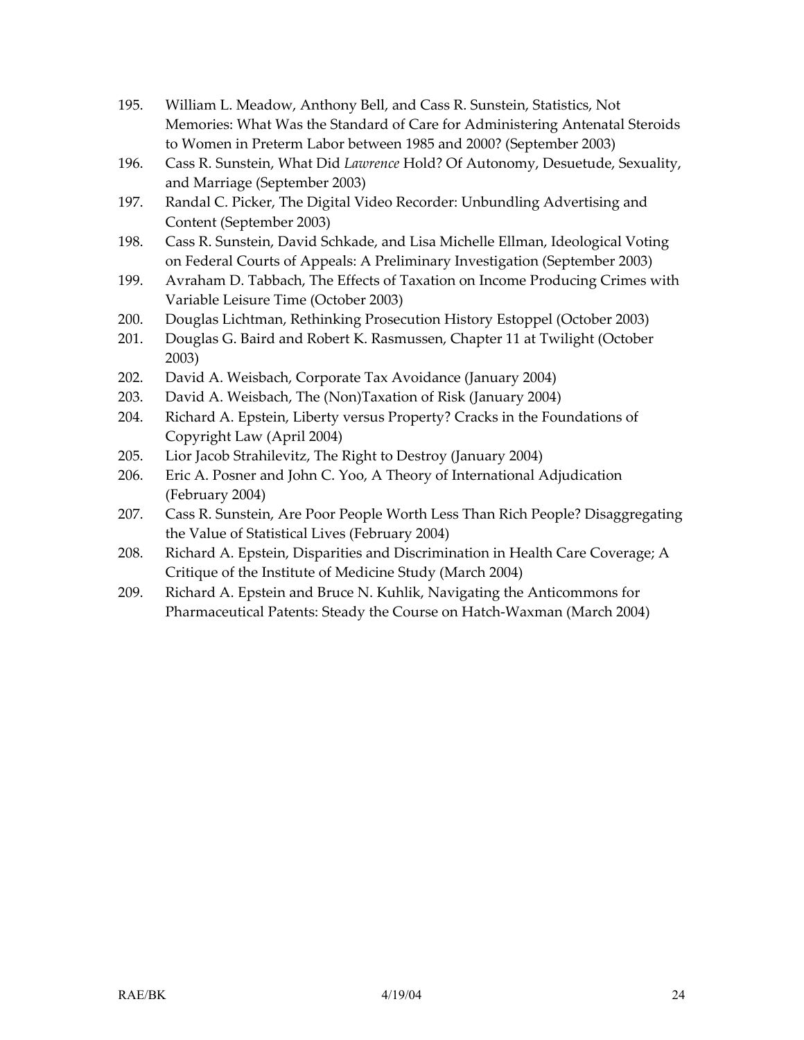195. William L. Meadow, Anthony Bell, and Cass R. Sunstein, Statistics, Not Memories: What Was the Standard of Care for Administering Antenatal Steroids to Women in Preterm Labor between 1985 and 2000? (September 2003)
196. Cass R. Sunstein, What Did *Lawrence* Hold? Of Autonomy, Desuetude, Sexuality, and Marriage (September 2003)
197. Randal C. Picker, The Digital Video Recorder: Unbundling Advertising and Content (September 2003)
198. Cass R. Sunstein, David Schkade, and Lisa Michelle Ellman, Ideological Voting on Federal Courts of Appeals: A Preliminary Investigation (September 2003)
199. Avraham D. Tabbach, The Effects of Taxation on Income Producing Crimes with Variable Leisure Time (October 2003)
200. Douglas Lichtman, Rethinking Prosecution History Estoppel (October 2003)
201. Douglas G. Baird and Robert K. Rasmussen, Chapter 11 at Twilight (October 2003)
202. David A. Weisbach, Corporate Tax Avoidance (January 2004)
203. David A. Weisbach, The (Non)Taxation of Risk (January 2004)
204. Richard A. Epstein, Liberty versus Property? Cracks in the Foundations of Copyright Law (April 2004)
205. Lior Jacob Strahilevitz, The Right to Destroy (January 2004)
206. Eric A. Posner and John C. Yoo, A Theory of International Adjudication (February 2004)
207. Cass R. Sunstein, Are Poor People Worth Less Than Rich People? Disaggregating the Value of Statistical Lives (February 2004)
208. Richard A. Epstein, Disparities and Discrimination in Health Care Coverage; A Critique of the Institute of Medicine Study (March 2004)
209. Richard A. Epstein and Bruce N. Kuhlik, Navigating the Anticommons for Pharmaceutical Patents: Steady the Course on Hatch-Waxman (March 2004)